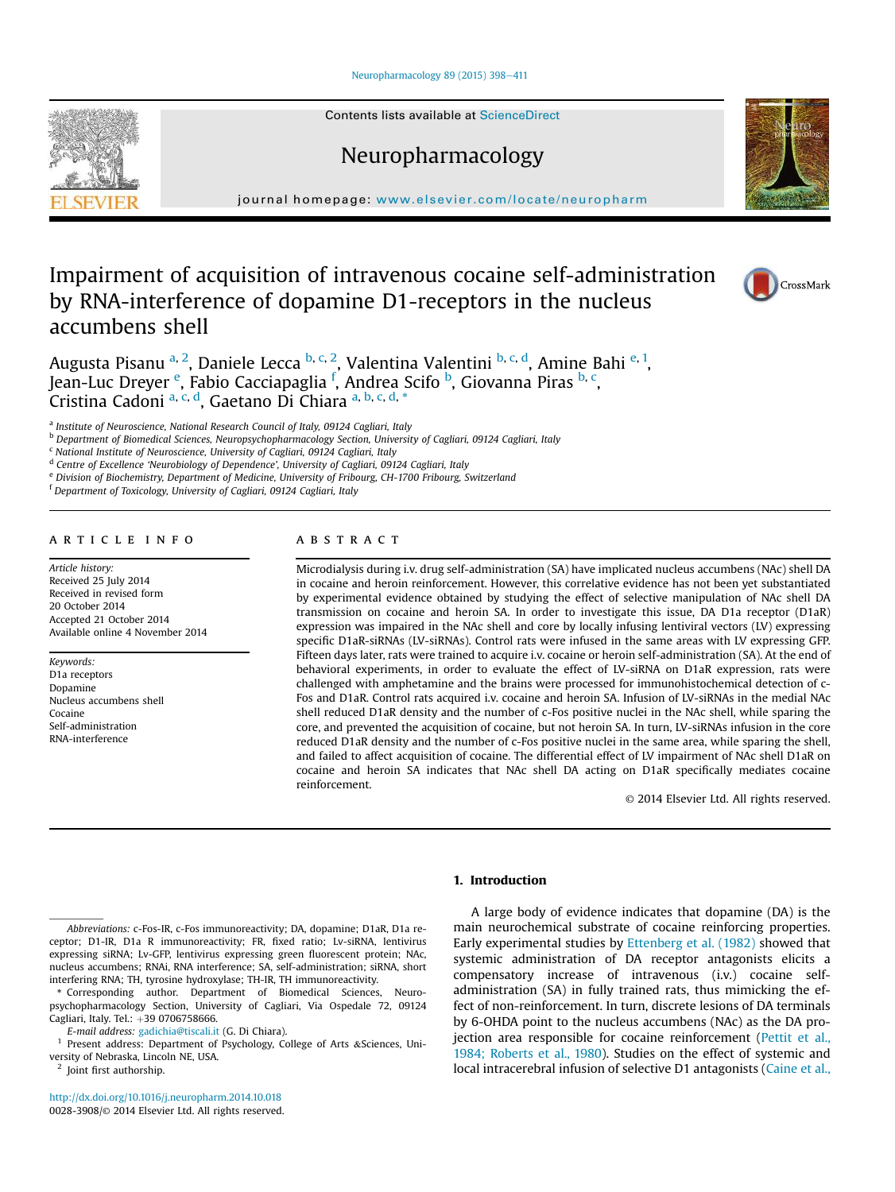# Impairment of acquisition of intravenous cocaine self-administration by RNA-interference of dopamine D1-receptors in the nucleus accumbens shell

Augusta Pisanu [a, 2], Daniele Lecca [b, c, 2], Valentina Valentini [b, c, d], Amine Bahi [e, 1], Jean-Luc Dreyer [e], Fabio Cacciapaglia [f], Andrea Scifo [b], Giovanna Piras [b, c], Cristina Cadoni [a, c, d], Gaetano Di Chiara [a, b, c, d, *]

[a] Institute of Neuroscience, National Research Council of Italy, 09124 Cagliari, Italy
[b] Department of Biomedical Sciences, Neuropsychopharmacology Section, University of Cagliari, 09124 Cagliari, Italy
[c] National Institute of Neuroscience, University of Cagliari, 09124 Cagliari, Italy
[d] Centre of Excellence 'Neurobiology of Dependence', University of Cagliari, 09124 Cagliari, Italy
[e] Division of Biochemistry, Department of Medicine, University of Fribourg, CH-1700 Fribourg, Switzerland
[f] Department of Toxicology, University of Cagliari, 09124 Cagliari, Italy

## ARTICLE INFO

*Article history:*
Received 25 July 2014
Received in revised form
20 October 2014
Accepted 21 October 2014
Available online 4 November 2014

*Keywords:*
D1a receptors
Dopamine
Nucleus accumbens shell
Cocaine
Self-administration
RNA-interference

## ABSTRACT

Microdialysis during i.v. drug self-administration (SA) have implicated nucleus accumbens (NAc) shell DA in cocaine and heroin reinforcement. However, this correlative evidence has not been yet substantiated by experimental evidence obtained by studying the effect of selective manipulation of NAc shell DA transmission on cocaine and heroin SA. In order to investigate this issue, DA D1a receptor (D1aR) expression was impaired in the NAc shell and core by locally infusing lentiviral vectors (LV) expressing specific D1aR-siRNAs (LV-siRNAs). Control rats were infused in the same areas with LV expressing GFP. Fifteen days later, rats were trained to acquire i.v. cocaine or heroin self-administration (SA). At the end of behavioral experiments, in order to evaluate the effect of LV-siRNA on D1aR expression, rats were challenged with amphetamine and the brains were processed for immunohistochemical detection of c-Fos and D1aR. Control rats acquired i.v. cocaine and heroin SA. Infusion of LV-siRNAs in the medial NAc shell reduced D1aR density and the number of c-Fos positive nuclei in the NAc shell, while sparing the core, and prevented the acquisition of cocaine, but not heroin SA. In turn, LV-siRNAs infusion in the core reduced D1aR density and the number of c-Fos positive nuclei in the same area, while sparing the shell, and failed to affect acquisition of cocaine. The differential effect of LV impairment of NAc shell D1aR on cocaine and heroin SA indicates that NAc shell DA acting on D1aR specifically mediates cocaine reinforcement.

© 2014 Elsevier Ltd. All rights reserved.

## 1. Introduction

A large body of evidence indicates that dopamine (DA) is the main neurochemical substrate of cocaine reinforcing properties. Early experimental studies by Ettenberg et al. (1982) showed that systemic administration of DA receptor antagonists elicits a compensatory increase of intravenous (i.v.) cocaine self-administration (SA) in fully trained rats, thus mimicking the effect of non-reinforcement. In turn, discrete lesions of DA terminals by 6-OHDA point to the nucleus accumbens (NAc) as the DA projection area responsible for cocaine reinforcement (Pettit et al., 1984; Roberts et al., 1980). Studies on the effect of systemic and local intracerebral infusion of selective D1 antagonists (Caine et al.,

---

*Abbreviations:* c-Fos-IR, c-Fos immunoreactivity; DA, dopamine; D1aR, D1a receptor; D1-IR, D1a R immunoreactivity; FR, fixed ratio; Lv-siRNA, lentivirus expressing siRNA; Lv-GFP, lentivirus expressing green fluorescent protein; NAc, nucleus accumbens; RNAi, RNA interference; SA, self-administration; siRNA, short interfering RNA; TH, tyrosine hydroxylase; TH-IR, TH immunoreactivity.

\* Corresponding author. Department of Biomedical Sciences, Neuropsychopharmacology Section, University of Cagliari, Via Ospedale 72, 09124 Cagliari, Italy. Tel.: +39 0706758666.

*E-mail address:* gadichia@tiscali.it (G. Di Chiara).

[1] Present address: Department of Psychology, College of Arts &Sciences, University of Nebraska, Lincoln NE, USA.

[2] Joint first authorship.

http://dx.doi.org/10.1016/j.neuropharm.2014.10.018
0028-3908/© 2014 Elsevier Ltd. All rights reserved.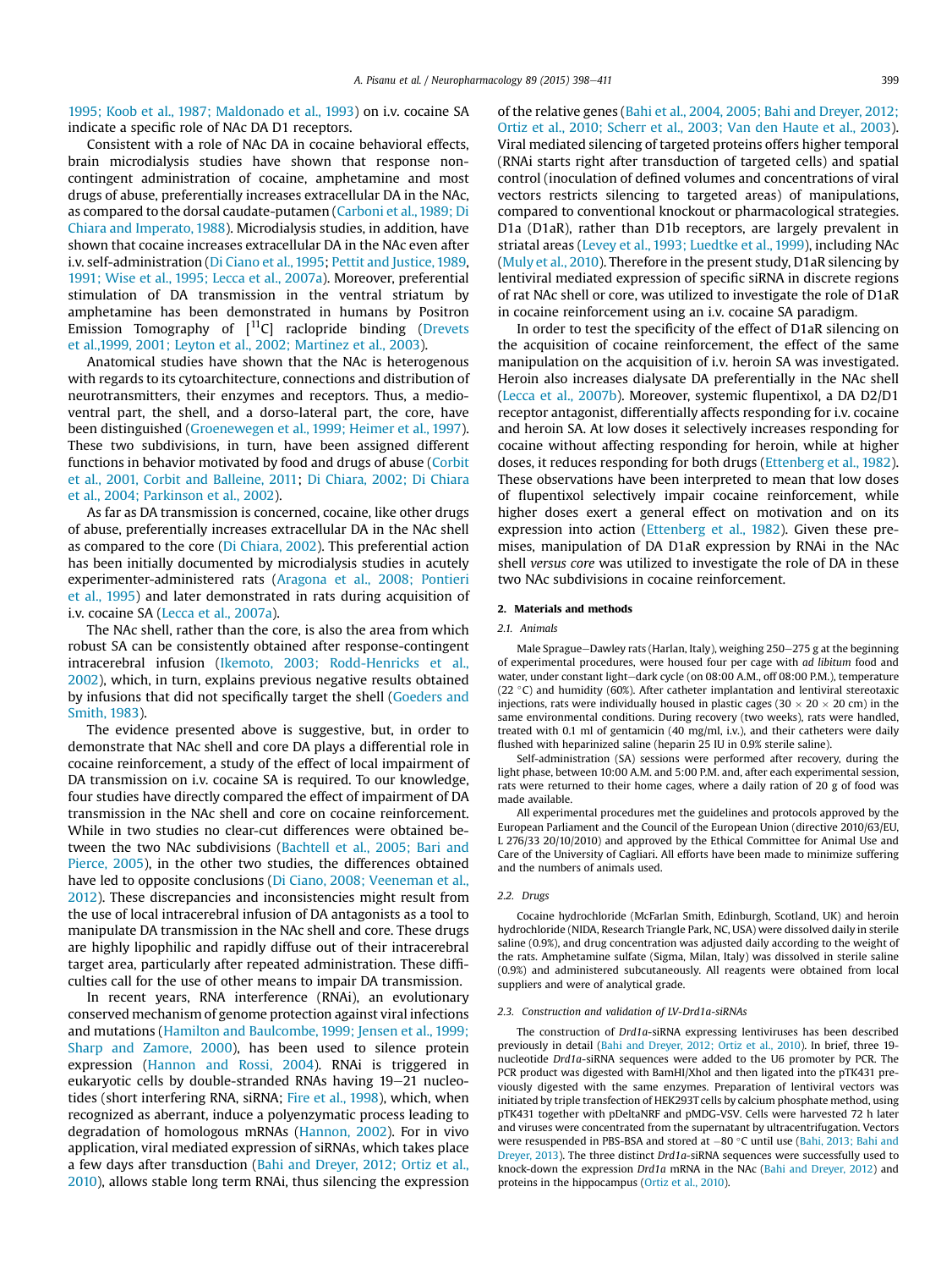1995; Koob et al., 1987; Maldonado et al., 1993) on i.v. cocaine SA indicate a specific role of NAc DA D1 receptors.

Consistent with a role of NAc DA in cocaine behavioral effects, brain microdialysis studies have shown that response non-contingent administration of cocaine, amphetamine and most drugs of abuse, preferentially increases extracellular DA in the NAc, as compared to the dorsal caudate-putamen (Carboni et al., 1989; Di Chiara and Imperato, 1988). Microdialysis studies, in addition, have shown that cocaine increases extracellular DA in the NAc even after i.v. self-administration (Di Ciano et al., 1995; Pettit and Justice, 1989, 1991; Wise et al., 1995; Lecca et al., 2007a). Moreover, preferential stimulation of DA transmission in the ventral striatum by amphetamine has been demonstrated in humans by Positron Emission Tomography of [$^{11}$C] raclopride binding (Drevets et al.,1999, 2001; Leyton et al., 2002; Martinez et al., 2003).

Anatomical studies have shown that the NAc is heterogenous with regards to its cytoarchitecture, connections and distribution of neurotransmitters, their enzymes and receptors. Thus, a medio-ventral part, the shell, and a dorso-lateral part, the core, have been distinguished (Groenewegen et al., 1999; Heimer et al., 1997). These two subdivisions, in turn, have been assigned different functions in behavior motivated by food and drugs of abuse (Corbit et al., 2001, Corbit and Balleine, 2011; Di Chiara, 2002; Di Chiara et al., 2004; Parkinson et al., 2002).

As far as DA transmission is concerned, cocaine, like other drugs of abuse, preferentially increases extracellular DA in the NAc shell as compared to the core (Di Chiara, 2002). This preferential action has been initially documented by microdialysis studies in acutely experimenter-administered rats (Aragona et al., 2008; Pontieri et al., 1995) and later demonstrated in rats during acquisition of i.v. cocaine SA (Lecca et al., 2007a).

The NAc shell, rather than the core, is also the area from which robust SA can be consistently obtained after response-contingent intracerebral infusion (Ikemoto, 2003; Rodd-Henricks et al., 2002), which, in turn, explains previous negative results obtained by infusions that did not specifically target the shell (Goeders and Smith, 1983).

The evidence presented above is suggestive, but, in order to demonstrate that NAc shell and core DA plays a differential role in cocaine reinforcement, a study of the effect of local impairment of DA transmission on i.v. cocaine SA is required. To our knowledge, four studies have directly compared the effect of impairment of DA transmission in the NAc shell and core on cocaine reinforcement. While in two studies no clear-cut differences were obtained between the two NAc subdivisions (Bachtell et al., 2005; Bari and Pierce, 2005), in the other two studies, the differences obtained have led to opposite conclusions (Di Ciano, 2008; Veeneman et al., 2012). These discrepancies and inconsistencies might result from the use of local intracerebral infusion of DA antagonists as a tool to manipulate DA transmission in the NAc shell and core. These drugs are highly lipophilic and rapidly diffuse out of their intracerebral target area, particularly after repeated administration. These difficulties call for the use of other means to impair DA transmission.

In recent years, RNA interference (RNAi), an evolutionary conserved mechanism of genome protection against viral infections and mutations (Hamilton and Baulcombe, 1999; Jensen et al., 1999; Sharp and Zamore, 2000), has been used to silence protein expression (Hannon and Rossi, 2004). RNAi is triggered in eukaryotic cells by double-stranded RNAs having 19–21 nucleotides (short interfering RNA, siRNA; Fire et al., 1998), which, when recognized as aberrant, induce a polyenzymatic process leading to degradation of homologous mRNAs (Hannon, 2002). For in vivo application, viral mediated expression of siRNAs, which takes place a few days after transduction (Bahi and Dreyer, 2012; Ortiz et al., 2010), allows stable long term RNAi, thus silencing the expression of the relative genes (Bahi et al., 2004, 2005; Bahi and Dreyer, 2012; Ortiz et al., 2010; Scherr et al., 2003; Van den Haute et al., 2003). Viral mediated silencing of targeted proteins offers higher temporal (RNAi starts right after transduction of targeted cells) and spatial control (inoculation of defined volumes and concentrations of viral vectors restricts silencing to targeted areas) of manipulations, compared to conventional knockout or pharmacological strategies. D1a (D1aR), rather than D1b receptors, are largely prevalent in striatal areas (Levey et al., 1993; Luedtke et al., 1999), including NAc (Muly et al., 2010). Therefore in the present study, D1aR silencing by lentiviral mediated expression of specific siRNA in discrete regions of rat NAc shell or core, was utilized to investigate the role of D1aR in cocaine reinforcement using an i.v. cocaine SA paradigm.

In order to test the specificity of the effect of D1aR silencing on the acquisition of cocaine reinforcement, the effect of the same manipulation on the acquisition of i.v. heroin SA was investigated. Heroin also increases dialysate DA preferentially in the NAc shell (Lecca et al., 2007b). Moreover, systemic flupentixol, a DA D2/D1 receptor antagonist, differentially affects responding for i.v. cocaine and heroin SA. At low doses it selectively increases responding for cocaine without affecting responding for heroin, while at higher doses, it reduces responding for both drugs (Ettenberg et al., 1982). These observations have been interpreted to mean that low doses of flupentixol selectively impair cocaine reinforcement, while higher doses exert a general effect on motivation and on its expression into action (Ettenberg et al., 1982). Given these premises, manipulation of DA D1aR expression by RNAi in the NAc shell *versus core* was utilized to investigate the role of DA in these two NAc subdivisions in cocaine reinforcement.

## 2. Materials and methods

### 2.1. Animals

Male Sprague–Dawley rats (Harlan, Italy), weighing 250–275 g at the beginning of experimental procedures, were housed four per cage with *ad libitum* food and water, under constant light–dark cycle (on 08:00 A.M., off 08:00 P.M.), temperature (22 °C) and humidity (60%). After catheter implantation and lentiviral stereotaxic injections, rats were individually housed in plastic cages (30 × 20 × 20 cm) in the same environmental conditions. During recovery (two weeks), rats were handled, treated with 0.1 ml of gentamicin (40 mg/ml, i.v.), and their catheters were daily flushed with heparinized saline (heparin 25 IU in 0.9% sterile saline).

Self-administration (SA) sessions were performed after recovery, during the light phase, between 10:00 A.M. and 5:00 P.M. and, after each experimental session, rats were returned to their home cages, where a daily ration of 20 g of food was made available.

All experimental procedures met the guidelines and protocols approved by the European Parliament and the Council of the European Union (directive 2010/63/EU, L 276/33 20/10/2010) and approved by the Ethical Committee for Animal Use and Care of the University of Cagliari. All efforts have been made to minimize suffering and the numbers of animals used.

### 2.2. Drugs

Cocaine hydrochloride (McFarlan Smith, Edinburgh, Scotland, UK) and heroin hydrochloride (NIDA, Research Triangle Park, NC, USA) were dissolved daily in sterile saline (0.9%), and drug concentration was adjusted daily according to the weight of the rats. Amphetamine sulfate (Sigma, Milan, Italy) was dissolved in sterile saline (0.9%) and administered subcutaneously. All reagents were obtained from local suppliers and were of analytical grade.

### 2.3. Construction and validation of LV-Drd1a-siRNAs

The construction of *Drd1a*-siRNA expressing lentiviruses has been described previously in detail (Bahi and Dreyer, 2012; Ortiz et al., 2010). In brief, three 19-nucleotide *Drd1a*-siRNA sequences were added to the U6 promoter by PCR. The PCR product was digested with BamHI/XhoI and then ligated into the pTK431 previously digested with the same enzymes. Preparation of lentiviral vectors was initiated by triple transfection of HEK293T cells by calcium phosphate method, using pTK431 together with pDeltaNRF and pMDG-VSV. Cells were harvested 72 h later and viruses were concentrated from the supernatant by ultracentrifugation. Vectors were resuspended in PBS-BSA and stored at −80 °C until use (Bahi, 2013; Bahi and Dreyer, 2013). The three distinct *Drd1a*-siRNA sequences were successfully used to knock-down the expression *Drd1a* mRNA in the NAc (Bahi and Dreyer, 2012) and proteins in the hippocampus (Ortiz et al., 2010).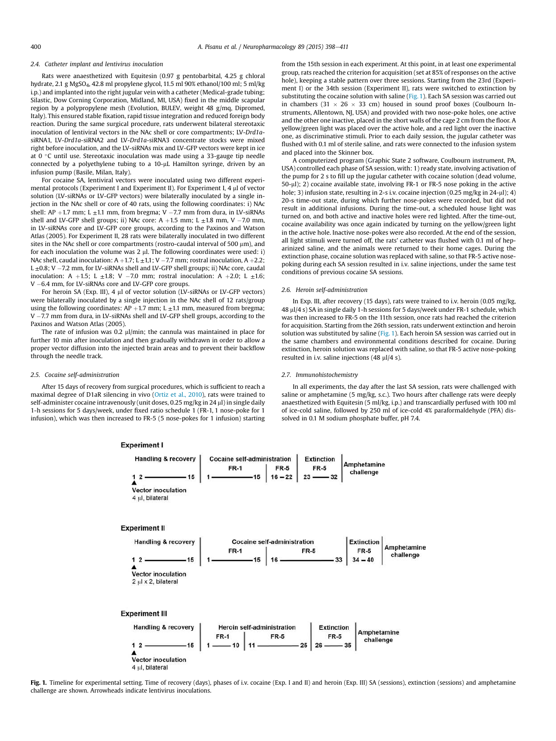### 2.4. Catheter implant and lentivirus inoculation

Rats were anaesthetized with Equitesin (0.97 g pentobarbital, 4.25 g chloral hydrate, 2.1 g $MgSO_4$, 42.8 ml propylene glycol, 11.5 ml 90% ethanol/100 ml; 5 ml/kg i.p.) and implanted into the right jugular vein with a catheter (Medical-grade tubing; Silastic, Dow Corning Corporation, Midland, MI, USA) fixed in the middle scapular region by a polypropylene mesh (Evolution, BULEV, weight 48 g/mq, Dipromed, Italy). This ensured stable fixation, rapid tissue integration and reduced foreign body reaction. During the same surgical procedure, rats underwent bilateral stereotaxic inoculation of lentiviral vectors in the NAc shell or core compartments; LV-*Drd1a*-siRNA1, LV-*Drd1a*-siRNA2 and LV-*Drd1a*-siRNA3 concentrate stocks were mixed right before inoculation, and the LV-siRNAs mix and LV-GFP vectors were kept in ice at 0 °C until use. Stereotaxic inoculation was made using a 33-gauge tip needle connected by a polyethylene tubing to a 10-μL Hamilton syringe, driven by an infusion pump (Basile, Milan, Italy).

For cocaine SA, lentiviral vectors were inoculated using two different experimental protocols (Experiment I and Experiment II). For Experiment I, 4 μl of vector solution (LV-siRNAs or LV-GFP vectors) were bilaterally inoculated by a single injection in the NAc shell or core of 40 rats, using the following coordinates: i) NAc shell: AP +1.7 mm; L ±1.1 mm, from bregma; V −7.7 mm from dura, in LV-siRNAs shell and LV-GFP shell groups; ii) NAc core: A +1.5 mm; L ±1.8 mm, V −7.0 mm, in LV-siRNAs core and LV-GFP core groups, according to the Paxinos and Watson Atlas (2005). For Experiment II, 28 rats were bilaterally inoculated in two different sites in the NAc shell or core compartments (rostro-caudal interval of 500 μm), and for each inoculation the volume was 2 μl. The following coordinates were used: i) NAc shell, caudal inoculation: A +1.7; L ±1,1; V −7.7 mm; rostral inoculation, A +2.2; L ±0.8; V −7.2 mm, for LV-siRNAs shell and LV-GFP shell groups; ii) NAc core, caudal inoculation: A +1.5; L ±1.8; V −7.0 mm; rostral inoculation: A +2.0; L ±1.6; V −6.4 mm, for LV-siRNAs core and LV-GFP core groups.

For heroin SA (Exp. III), 4 μl of vector solution (LV-siRNAs or LV-GFP vectors) were bilaterally inoculated by a single injection in the NAc shell of 12 rats/group using the following coordinates: AP +1.7 mm; L ±1.1 mm, measured from bregma; V −7.7 mm from dura, for LV-siRNAs shell and LV-GFP shell groups, according to the Paxinos and Watson Atlas (2005).

The rate of infusion was 0.2 μl/min; the cannula was maintained in place for further 10 min after inoculation and then gradually withdrawn in order to allow a proper vector diffusion into the injected brain areas and to prevent their backflow through the needle track.

### 2.5. Cocaine self-administration

After 15 days of recovery from surgical procedures, which is sufficient to reach a maximal degree of D1aR silencing in vivo (Ortiz et al., 2010), rats were trained to self-administer cocaine intravenously (unit doses, 0.25 mg/kg in 24 μl) in single daily 1-h sessions for 5 days/week, under fixed ratio schedule 1 (FR-1, 1 nose-poke for 1 infusion), which was then increased to FR-5 (5 nose-pokes for 1 infusion) starting from the 15th session in each experiment. At this point, in at least one experimental group, rats reached the criterion for acquisition (set at 85% of responses on the active hole), keeping a stable pattern over three sessions. Starting from the 23rd (Experiment I) or the 34th session (Experiment II), rats were switched to extinction by substituting the cocaine solution with saline (Fig. 1). Each SA session was carried out in chambers (31 × 26 × 33 cm) housed in sound proof boxes (Coulbourn Instruments, Allentown, NJ, USA) and provided with two nose-poke holes, one active and the other one inactive, placed in the short walls of the cage 2 cm from the floor. A yellow/green light was placed over the active hole, and a red light over the inactive one, as discriminative stimuli. Prior to each daily session, the jugular catheter was flushed with 0.1 ml of sterile saline, and rats were connected to the infusion system and placed into the Skinner box.

A computerized program (Graphic State 2 software, Coulbourn instrument, PA, USA) controlled each phase of SA session, with: 1) ready state, involving activation of the pump for 2 s to fill up the jugular catheter with cocaine solution (dead volume, 50-μl); 2) cocaine available state, involving FR-1 or FR-5 nose poking in the active hole; 3) infusion state, resulting in 2-s i.v. cocaine injection (0.25 mg/kg in 24-μl); 4) 20-s time-out state, during which further nose-pokes were recorded, but did not result in additional infusions. During the time-out, a scheduled house light was turned on, and both active and inactive holes were red lighted. After the time-out, cocaine availability was once again indicated by turning on the yellow/green light in the active hole. Inactive nose-pokes were also recorded. At the end of the session, all light stimuli were turned off, the rats' catheter was flushed with 0.1 ml of heparinized saline, and the animals were returned to their home cages. During the extinction phase, cocaine solution was replaced with saline, so that FR-5 active nose-poking during each SA session resulted in i.v. saline injections, under the same test conditions of previous cocaine SA sessions.

### 2.6. Heroin self-administration

In Exp. III, after recovery (15 days), rats were trained to i.v. heroin (0.05 mg/kg, 48 μl/4 s) SA in single daily 1-h sessions for 5 days/week under FR-1 schedule, which was then increased to FR-5 on the 11th session, once rats had reached the criterion for acquisition. Starting from the 26th session, rats underwent extinction and heroin solution was substituted by saline (Fig. 1). Each heroin SA session was carried out in the same chambers and environmental conditions described for cocaine. During extinction, heroin solution was replaced with saline, so that FR-5 active nose-poking resulted in i.v. saline injections (48 μl/4 s).

### 2.7. Immunohistochemistry

In all experiments, the day after the last SA session, rats were challenged with saline or amphetamine (5 mg/kg, s.c.). Two hours after challenge rats were deeply anaesthetized with Equitesin (5 ml/kg, i.p.) and transcardially perfused with 100 ml of ice-cold saline, followed by 250 ml of ice-cold 4% paraformaldehyde (PFA) dissolved in 0.1 M sodium phosphate buffer, pH 7.4.

**Experiment I**

| Handling & recovery | Cocaine self-administration FR-1 | Cocaine self-administration FR-5 | Extinction FR-5 | |
|---|---|---|---|---|
| 1 2 — 15 | 1 — 15 | 16 – 22 | 23 — 32 | Amphetamine challenge |
| ▲ Vector inoculation 4 μl, bilateral | | | | |

**Experiment II**

| Handling & recovery | Cocaine self-administration FR-1 | Cocaine self-administration FR-5 | Extinction FR-5 | |
|---|---|---|---|---|
| 1 2 — 15 | 1 — 15 | 16 — 33 | 34 – 40 | Amphetamine challenge |
| ▲ Vector inoculation 2 μl x 2, bilateral | | | | |

**Experiment III**

| Handling & recovery | Heroin self-administration FR-1 | Heroin self-administration FR-5 | Extinction FR-5 | |
|---|---|---|---|---|
| 1 2 — 15 | 1 — 10 | 11 — 25 | 26 — 35 | Amphetamine challenge |
| ▲ Vector inoculation 4 μl, bilateral | | | | |

**Fig. 1.** Timeline for experimental setting. Time of recovery (days), phases of i.v. cocaine (Exp. I and II) and heroin (Exp. III) SA (sessions), extinction (sessions) and amphetamine challenge are shown. Arrowheads indicate lentivirus inoculations.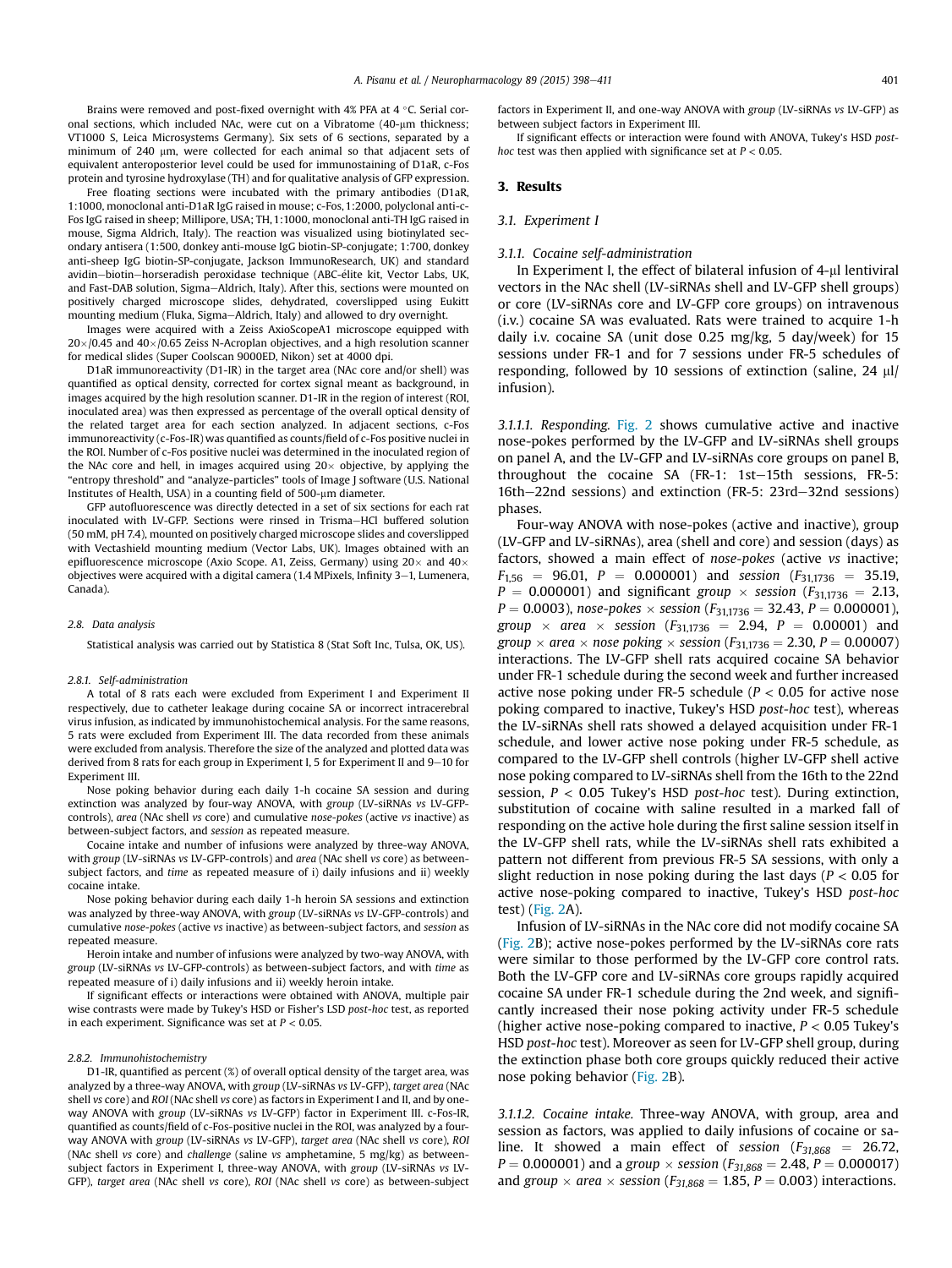Brains were removed and post-fixed overnight with 4% PFA at 4 °C. Serial coronal sections, which included NAc, were cut on a Vibratome (40-μm thickness; VT1000 S, Leica Microsystems Germany). Six sets of 6 sections, separated by a minimum of 240 μm, were collected for each animal so that adjacent sets of equivalent anteroposterior level could be used for immunostaining of D1aR, c-Fos protein and tyrosine hydroxylase (TH) and for qualitative analysis of GFP expression.

Free floating sections were incubated with the primary antibodies (D1aR, 1:1000, monoclonal anti-D1aR IgG raised in mouse; c-Fos, 1:2000, polyclonal anti-c-Fos IgG raised in sheep; Millipore, USA; TH, 1:1000, monoclonal anti-TH IgG raised in mouse, Sigma Aldrich, Italy). The reaction was visualized using biotinylated secondary antisera (1:500, donkey anti-mouse IgG biotin-SP-conjugate; 1:700, donkey anti-sheep IgG biotin-SP-conjugate, Jackson ImmunoResearch, UK) and standard avidin–biotin–horseradish peroxidase technique (ABC-élite kit, Vector Labs, UK, and Fast-DAB solution, Sigma–Aldrich, Italy). After this, sections were mounted on positively charged microscope slides, dehydrated, coverslipped using Eukitt mounting medium (Fluka, Sigma–Aldrich, Italy) and allowed to dry overnight.

Images were acquired with a Zeiss AxioScopeA1 microscope equipped with 20×/0.45 and 40×/0.65 Zeiss N-Acroplan objectives, and a high resolution scanner for medical slides (Super Coolscan 9000ED, Nikon) set at 4000 dpi.

D1aR immunoreactivity (D1-IR) in the target area (NAc core and/or shell) was quantified as optical density, corrected for cortex signal meant as background, in images acquired by the high resolution scanner. D1-IR in the region of interest (ROI, inoculated area) was then expressed as percentage of the overall optical density of the related target area for each section analyzed. In adjacent sections, c-Fos immunoreactivity (c-Fos-IR) was quantified as counts/field of c-Fos positive nuclei in the ROI. Number of c-Fos positive nuclei was determined in the inoculated region of the NAc core and hell, in images acquired using 20× objective, by applying the "entropy threshold" and "analyze-particles" tools of Image J software (U.S. National Institutes of Health, USA) in a counting field of 500-μm diameter.

GFP autofluorescence was directly detected in a set of six sections for each rat inoculated with LV-GFP. Sections were rinsed in Trisma–HCl buffered solution (50 mM, pH 7.4), mounted on positively charged microscope slides and coverslipped with Vectashield mounting medium (Vector Labs, UK). Images obtained with an epifluorescence microscope (Axio Scope. A1, Zeiss, Germany) using 20× and 40× objectives were acquired with a digital camera (1.4 MPixels, Infinity 3–1, Lumenera, Canada).

### 2.8. Data analysis

Statistical analysis was carried out by Statistica 8 (Stat Soft Inc, Tulsa, OK, US).

#### 2.8.1. Self-administration

A total of 8 rats each were excluded from Experiment I and Experiment II respectively, due to catheter leakage during cocaine SA or incorrect intracerebral virus infusion, as indicated by immunohistochemical analysis. For the same reasons, 5 rats were excluded from Experiment III. The data recorded from these animals were excluded from analysis. Therefore the size of the analyzed and plotted data was derived from 8 rats for each group in Experiment I, 5 for Experiment II and 9–10 for Experiment III.

Nose poking behavior during each daily 1-h cocaine SA session and during extinction was analyzed by four-way ANOVA, with *group* (LV-siRNAs *vs* LV-GFP-controls), *area* (NAc shell *vs* core) and cumulative *nose-pokes* (active *vs* inactive) as between-subject factors, and *session* as repeated measure.

Cocaine intake and number of infusions were analyzed by three-way ANOVA, with *group* (LV-siRNAs *vs* LV-GFP-controls) and *area* (NAc shell *vs* core) as between-subject factors, and *time* as repeated measure of i) daily infusions and ii) weekly cocaine intake.

Nose poking behavior during each daily 1-h heroin SA sessions and extinction was analyzed by three-way ANOVA, with *group* (LV-siRNAs *vs* LV-GFP-controls) and cumulative *nose-pokes* (active *vs* inactive) as between-subject factors, and *session* as repeated measure.

Heroin intake and number of infusions were analyzed by two-way ANOVA, with *group* (LV-siRNAs *vs* LV-GFP-controls) as between-subject factors, and with *time* as repeated measure of i) daily infusions and ii) weekly heroin intake.

If significant effects or interactions were obtained with ANOVA, multiple pair wise contrasts were made by Tukey's HSD or Fisher's LSD *post-hoc* test, as reported in each experiment. Significance was set at $P < 0.05$.

#### 2.8.2. Immunohistochemistry

D1-IR, quantified as percent (%) of overall optical density of the target area, was analyzed by a three-way ANOVA, with *group* (LV-siRNAs *vs* LV-GFP), *target area* (NAc shell *vs* core) and *ROI* (NAc shell *vs* core) as factors in Experiment I and II, and by one-way ANOVA with *group* (LV-siRNAs *vs* LV-GFP) factor in Experiment III. c-Fos-IR, quantified as counts/field of c-Fos-positive nuclei in the ROI, was analyzed by a four-way ANOVA with *group* (LV-siRNAs *vs* LV-GFP), *target area* (NAc shell *vs* core), *ROI* (NAc shell *vs* core) and *challenge* (saline *vs* amphetamine, 5 mg/kg) as between-subject factors in Experiment I, three-way ANOVA, with *group* (LV-siRNAs *vs* LV-GFP), *target area* (NAc shell *vs* core), *ROI* (NAc shell *vs* core) as between-subject factors in Experiment II, and one-way ANOVA with *group* (LV-siRNAs *vs* LV-GFP) as between subject factors in Experiment III.

If significant effects or interaction were found with ANOVA, Tukey's HSD *post-hoc* test was then applied with significance set at $P < 0.05$.

## 3. Results

### 3.1. Experiment I

#### 3.1.1. Cocaine self-administration

In Experiment I, the effect of bilateral infusion of 4-μl lentiviral vectors in the NAc shell (LV-siRNAs shell and LV-GFP shell groups) or core (LV-siRNAs core and LV-GFP core groups) on intravenous (i.v.) cocaine SA was evaluated. Rats were trained to acquire 1-h daily i.v. cocaine SA (unit dose 0.25 mg/kg, 5 day/week) for 15 sessions under FR-1 and for 7 sessions under FR-5 schedules of responding, followed by 10 sessions of extinction (saline, 24 μl/infusion).

3.1.1.1. *Responding.* Fig. 2 shows cumulative active and inactive nose-pokes performed by the LV-GFP and LV-siRNAs shell groups on panel A, and the LV-GFP and LV-siRNAs core groups on panel B, throughout the cocaine SA (FR-1: 1st–15th sessions, FR-5: 16th–22nd sessions) and extinction (FR-5: 23rd–32nd sessions) phases.

Four-way ANOVA with nose-pokes (active and inactive), group (LV-GFP and LV-siRNAs), area (shell and core) and session (days) as factors, showed a main effect of *nose-pokes* (active *vs* inactive; $F_{1,56} = 96.01$, $P = 0.000001$) and *session* ($F_{31,1736} = 35.19$, $P = 0.000001$) and significant *group* × *session* ($F_{31,1736} = 2.13$, $P = 0.0003$), *nose-pokes* × *session* ($F_{31,1736} = 32.43$, $P = 0.000001$), *group* × *area* × *session* ($F_{31,1736} = 2.94$, $P = 0.00001$) and *group* × *area* × *nose poking* × *session* ($F_{31,1736} = 2.30$, $P = 0.00007$) interactions. The LV-GFP shell rats acquired cocaine SA behavior under FR-1 schedule during the second week and further increased active nose poking under FR-5 schedule ($P < 0.05$ for active nose poking compared to inactive, Tukey's HSD *post-hoc* test), whereas the LV-siRNAs shell rats showed a delayed acquisition under FR-1 schedule, and lower active nose poking under FR-5 schedule, as compared to the LV-GFP shell controls (higher LV-GFP shell active nose poking compared to LV-siRNAs shell from the 16th to the 22nd session, $P < 0.05$ Tukey's HSD *post-hoc* test). During extinction, substitution of cocaine with saline resulted in a marked fall of responding on the active hole during the first saline session itself in the LV-GFP shell rats, while the LV-siRNAs shell rats exhibited a pattern not different from previous FR-5 SA sessions, with only a slight reduction in nose poking during the last days ($P < 0.05$ for active nose-poking compared to inactive, Tukey's HSD *post-hoc* test) (Fig. 2A).

Infusion of LV-siRNAs in the NAc core did not modify cocaine SA (Fig. 2B); active nose-pokes performed by the LV-siRNAs core rats were similar to those performed by the LV-GFP core control rats. Both the LV-GFP core and LV-siRNAs core groups rapidly acquired cocaine SA under FR-1 schedule during the 2nd week, and significantly increased their nose poking activity under FR-5 schedule (higher active nose-poking compared to inactive, $P < 0.05$ Tukey's HSD *post-hoc* test). Moreover as seen for LV-GFP shell group, during the extinction phase both core groups quickly reduced their active nose poking behavior (Fig. 2B).

3.1.1.2. *Cocaine intake.* Three-way ANOVA, with group, area and session as factors, was applied to daily infusions of cocaine or saline. It showed a main effect of *session* ($F_{31,868} = 26.72$, $P = 0.000001$) and a *group* × *session* ($F_{31,868} = 2.48$, $P = 0.000017$) and *group* × *area* × *session* ($F_{31,868} = 1.85$, $P = 0.003$) interactions.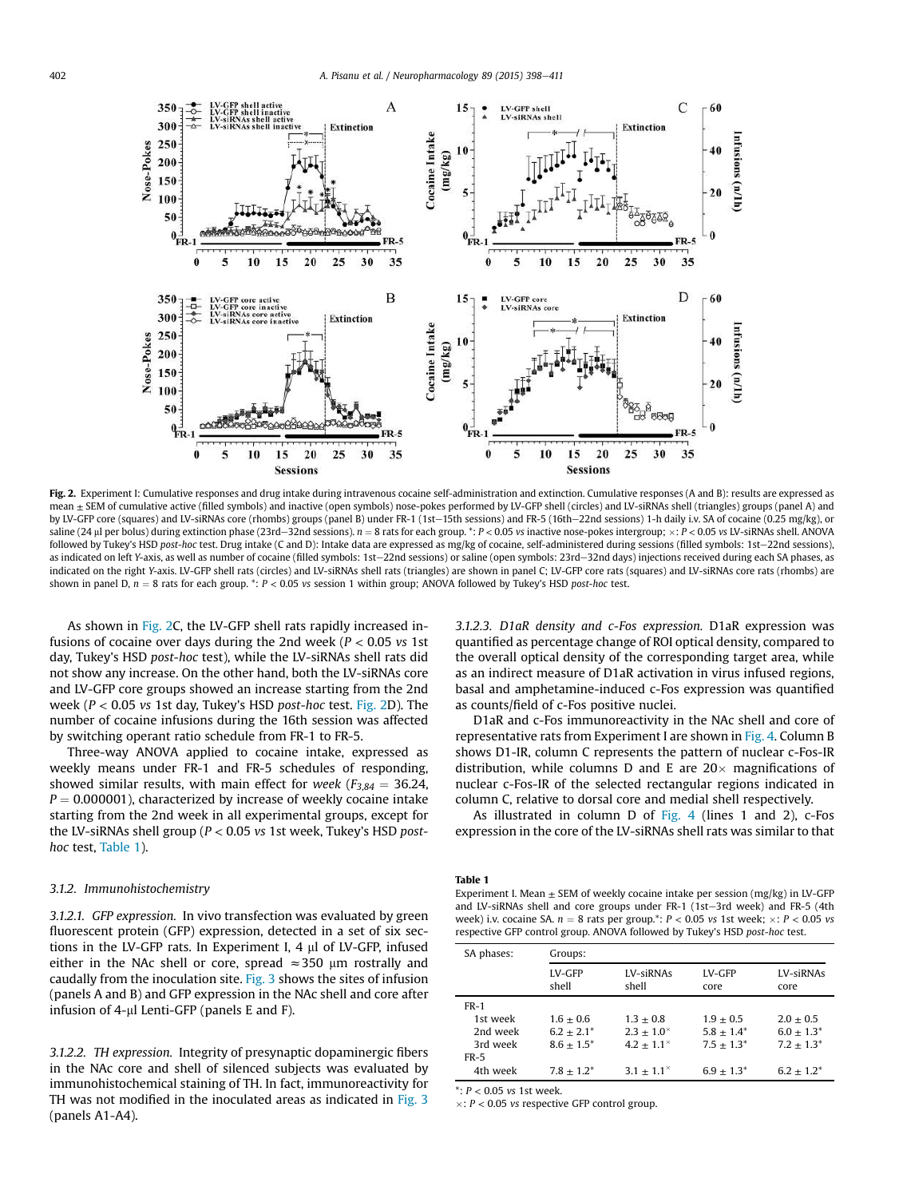**Fig. 2.** Experiment I: Cumulative responses and drug intake during intravenous cocaine self-administration and extinction. Cumulative responses (A and B): results are expressed as mean ± SEM of cumulative active (filled symbols) and inactive (open symbols) nose-pokes performed by LV-GFP shell (circles) and LV-siRNAs shell (triangles) groups (panel A) and by LV-GFP core (squares) and LV-siRNAs core (rhombs) groups (panel B) under FR-1 (1st–15th sessions) and FR-5 (16th–22nd sessions) 1-h daily i.v. SA of cocaine (0.25 mg/kg), or saline (24 μl per bolus) during extinction phase (23rd–32nd sessions). $n = 8$ rats for each group. *: $P < 0.05$ *vs* inactive nose-pokes intergroup; ×: $P < 0.05$ *vs* LV-siRNAs shell. ANOVA followed by Tukey's HSD *post-hoc* test. Drug intake (C and D): Intake data are expressed as mg/kg of cocaine, self-administered during sessions (filled symbols: 1st–22nd sessions), as indicated on left *Y*-axis, as well as number of cocaine (filled symbols: 1st–22nd sessions) or saline (open symbols: 23rd–32nd days) injections received during each SA phases, as indicated on the right *Y*-axis. LV-GFP shell rats (circles) and LV-siRNAs shell rats (triangles) are shown in panel C; LV-GFP core rats (squares) and LV-siRNAs core rats (rhombs) are shown in panel D, $n = 8$ rats for each group. *: $P < 0.05$ *vs* session 1 within group; ANOVA followed by Tukey's HSD *post-hoc* test.

As shown in Fig. 2C, the LV-GFP shell rats rapidly increased infusions of cocaine over days during the 2nd week ($P < 0.05$ *vs* 1st day, Tukey's HSD *post-hoc* test), while the LV-siRNAs shell rats did not show any increase. On the other hand, both the LV-siRNAs core and LV-GFP core groups showed an increase starting from the 2nd week ($P < 0.05$ *vs* 1st day, Tukey's HSD *post-hoc* test. Fig. 2D). The number of cocaine infusions during the 16th session was affected by switching operant ratio schedule from FR-1 to FR-5.

Three-way ANOVA applied to cocaine intake, expressed as weekly means under FR-1 and FR-5 schedules of responding, showed similar results, with main effect for *week* ($F_{3,84} = 36.24$, $P = 0.000001$), characterized by increase of weekly cocaine intake starting from the 2nd week in all experimental groups, except for the LV-siRNAs shell group ($P < 0.05$ *vs* 1st week, Tukey's HSD *post-hoc* test, Table 1).

### 3.1.2. Immunohistochemistry

*3.1.2.1. GFP expression.* In vivo transfection was evaluated by green fluorescent protein (GFP) expression, detected in a set of six sections in the LV-GFP rats. In Experiment I, 4 μl of LV-GFP, infused either in the NAc shell or core, spread ≈350 μm rostrally and caudally from the inoculation site. Fig. 3 shows the sites of infusion (panels A and B) and GFP expression in the NAc shell and core after infusion of 4-μl Lenti-GFP (panels E and F).

*3.1.2.2. TH expression.* Integrity of presynaptic dopaminergic fibers in the NAc core and shell of silenced subjects was evaluated by immunohistochemical staining of TH. In fact, immunoreactivity for TH was not modified in the inoculated areas as indicated in Fig. 3 (panels A1-A4).

*3.1.2.3. D1aR density and c-Fos expression.* D1aR expression was quantified as percentage change of ROI optical density, compared to the overall optical density of the corresponding target area, while as an indirect measure of D1aR activation in virus infused regions, basal and amphetamine-induced c-Fos expression was quantified as counts/field of c-Fos positive nuclei.

D1aR and c-Fos immunoreactivity in the NAc shell and core of representative rats from Experiment I are shown in Fig. 4. Column B shows D1-IR, column C represents the pattern of nuclear c-Fos-IR distribution, while columns D and E are 20× magnifications of nuclear c-Fos-IR of the selected rectangular regions indicated in column C, relative to dorsal core and medial shell respectively.

As illustrated in column D of Fig. 4 (lines 1 and 2), c-Fos expression in the core of the LV-siRNAs shell rats was similar to that

**Table 1**
Experiment I. Mean ± SEM of weekly cocaine intake per session (mg/kg) in LV-GFP and LV-siRNAs shell and core groups under FR-1 (1st–3rd week) and FR-5 (4th week) i.v. cocaine SA. $n = 8$ rats per group.*: $P < 0.05$ *vs* 1st week; ×: $P < 0.05$ *vs* respective GFP control group. ANOVA followed by Tukey's HSD *post-hoc* test.

| SA phases: | Groups: | | | |
|---|---|---|---|---|
| | LV-GFP shell | LV-siRNAs shell | LV-GFP core | LV-siRNAs core |
| FR-1 | | | | |
| 1st week | 1.6 ± 0.6 | 1.3 ± 0.8 | 1.9 ± 0.5 | 2.0 ± 0.5 |
| 2nd week | 6.2 ± 2.1* | 2.3 ± 1.0× | 5.8 ± 1.4* | 6.0 ± 1.3* |
| 3rd week | 8.6 ± 1.5* | 4.2 ± 1.1× | 7.5 ± 1.3* | 7.2 ± 1.3* |
| FR-5 | | | | |
| 4th week | 7.8 ± 1.2* | 3.1 ± 1.1× | 6.9 ± 1.3* | 6.2 ± 1.2* |

*: $P < 0.05$ *vs* 1st week.
×: $P < 0.05$ *vs* respective GFP control group.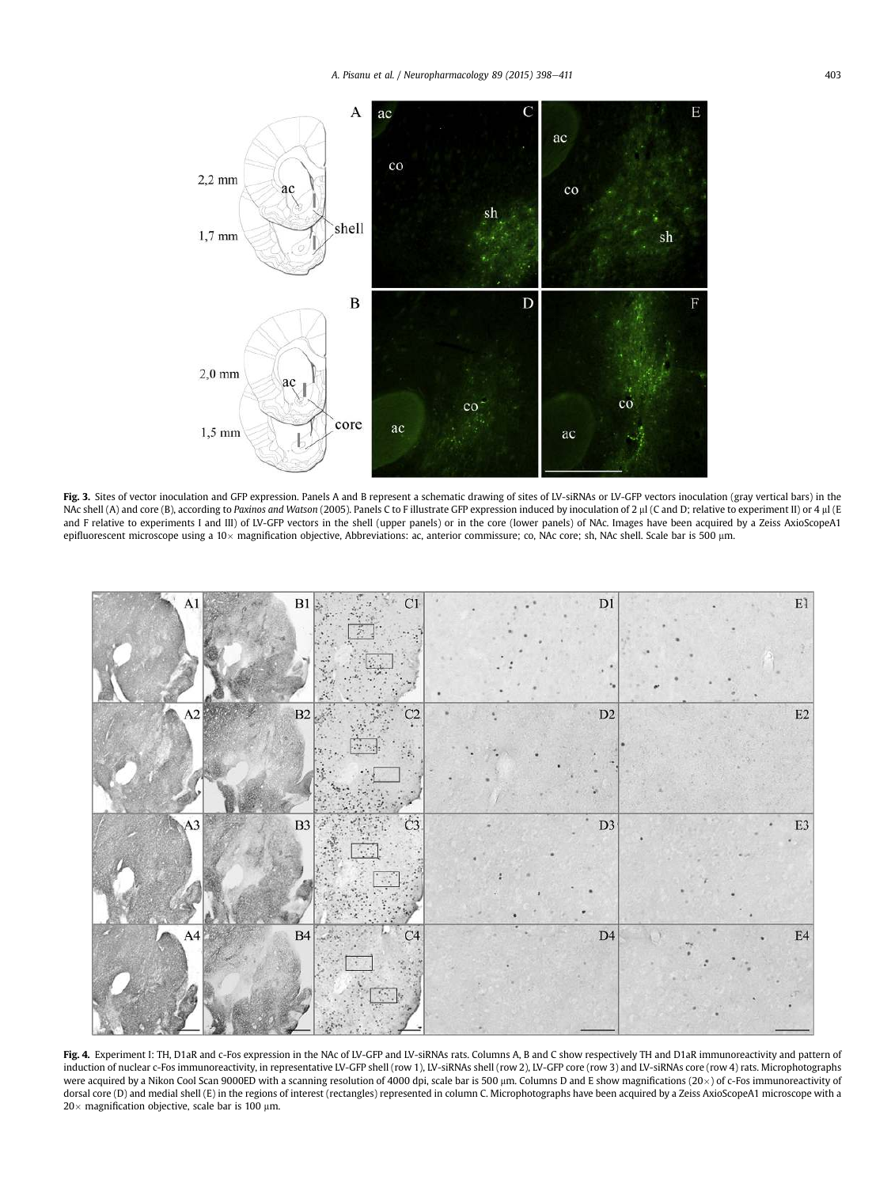**Fig. 3.** Sites of vector inoculation and GFP expression. Panels A and B represent a schematic drawing of sites of LV-siRNAs or LV-GFP vectors inoculation (gray vertical bars) in the NAc shell (A) and core (B), according to *Paxinos and Watson* (2005). Panels C to F illustrate GFP expression induced by inoculation of 2 μl (C and D; relative to experiment II) or 4 μl (E and F relative to experiments I and III) of LV-GFP vectors in the shell (upper panels) or in the core (lower panels) of NAc. Images have been acquired by a Zeiss AxioScopeA1 epifluorescent microscope using a 10× magnification objective, Abbreviations: ac, anterior commissure; co, NAc core; sh, NAc shell. Scale bar is 500 μm.

**Fig. 4.** Experiment I: TH, D1aR and c-Fos expression in the NAc of LV-GFP and LV-siRNAs rats. Columns A, B and C show respectively TH and D1aR immunoreactivity and pattern of induction of nuclear c-Fos immunoreactivity, in representative LV-GFP shell (row 1), LV-siRNAs shell (row 2), LV-GFP core (row 3) and LV-siRNAs core (row 4) rats. Microphotographs were acquired by a Nikon Cool Scan 9000ED with a scanning resolution of 4000 dpi, scale bar is 500 μm. Columns D and E show magnifications (20×) of c-Fos immunoreactivity of dorsal core (D) and medial shell (E) in the regions of interest (rectangles) represented in column C. Microphotographs have been acquired by a Zeiss AxioScopeA1 microscope with a 20× magnification objective, scale bar is 100 μm.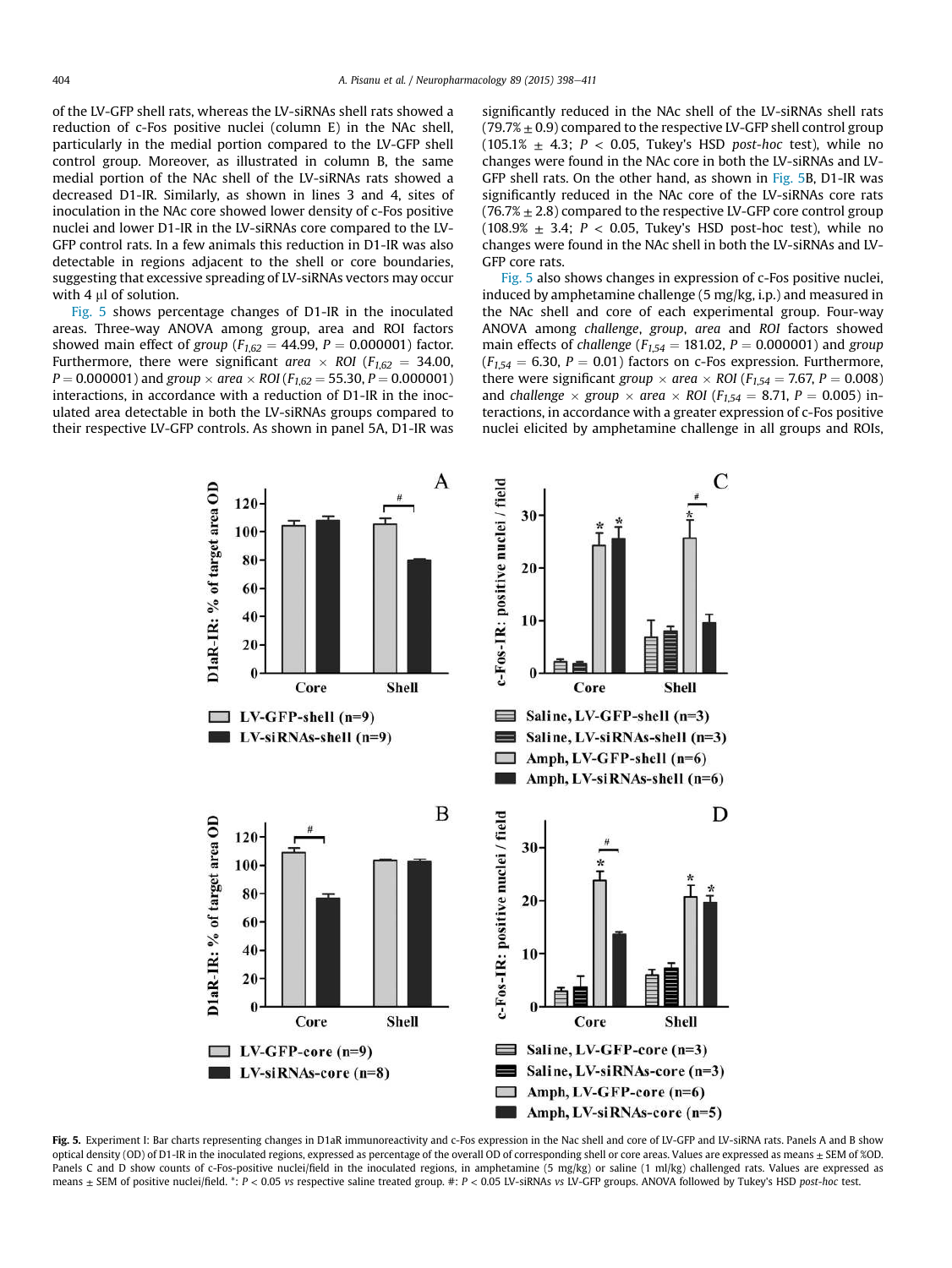of the LV-GFP shell rats, whereas the LV-siRNAs shell rats showed a reduction of c-Fos positive nuclei (column E) in the NAc shell, particularly in the medial portion compared to the LV-GFP shell control group. Moreover, as illustrated in column B, the same medial portion of the NAc shell of the LV-siRNAs rats showed a decreased D1-IR. Similarly, as shown in lines 3 and 4, sites of inoculation in the NAc core showed lower density of c-Fos positive nuclei and lower D1-IR in the LV-siRNAs core compared to the LV-GFP control rats. In a few animals this reduction in D1-IR was also detectable in regions adjacent to the shell or core boundaries, suggesting that excessive spreading of LV-siRNAs vectors may occur with 4 μl of solution.

Fig. 5 shows percentage changes of D1-IR in the inoculated areas. Three-way ANOVA among group, area and ROI factors showed main effect of *group* ($F_{1,62} = 44.99$, $P = 0.000001$) factor. Furthermore, there were significant *area* × *ROI* ($F_{1,62} = 34.00$, $P = 0.000001$) and *group* × *area* × *ROI* ($F_{1,62} = 55.30$, $P = 0.000001$) interactions, in accordance with a reduction of D1-IR in the inoculated area detectable in both the LV-siRNAs groups compared to their respective LV-GFP controls. As shown in panel 5A, D1-IR was significantly reduced in the NAc shell of the LV-siRNAs shell rats (79.7% ± 0.9) compared to the respective LV-GFP shell control group (105.1% ± 4.3; $P < 0.05$, Tukey's HSD *post-hoc* test), while no changes were found in the NAc core in both the LV-siRNAs and LV-GFP shell rats. On the other hand, as shown in Fig. 5B, D1-IR was significantly reduced in the NAc core of the LV-siRNAs core rats (76.7% ± 2.8) compared to the respective LV-GFP core control group (108.9% ± 3.4; $P < 0.05$, Tukey's HSD post-hoc test), while no changes were found in the NAc shell in both the LV-siRNAs and LV-GFP core rats.

Fig. 5 also shows changes in expression of c-Fos positive nuclei, induced by amphetamine challenge (5 mg/kg, i.p.) and measured in the NAc shell and core of each experimental group. Four-way ANOVA among *challenge*, *group*, *area* and *ROI* factors showed main effects of *challenge* ($F_{1,54} = 181.02$, $P = 0.000001$) and *group* ($F_{1,54} = 6.30$, $P = 0.01$) factors on c-Fos expression. Furthermore, there were significant *group* × *area* × *ROI* ($F_{1,54} = 7.67$, $P = 0.008$) and *challenge* × *group* × *area* × *ROI* ($F_{1,54} = 8.71$, $P = 0.005$) interactions, in accordance with a greater expression of c-Fos positive nuclei elicited by amphetamine challenge in all groups and ROIs,

**Fig. 5.** Experiment I: Bar charts representing changes in D1aR immunoreactivity and c-Fos expression in the Nac shell and core of LV-GFP and LV-siRNA rats. Panels A and B show optical density (OD) of D1-IR in the inoculated regions, expressed as percentage of the overall OD of corresponding shell or core areas. Values are expressed as means ± SEM of %OD. Panels C and D show counts of c-Fos-positive nuclei/field in the inoculated regions, in amphetamine (5 mg/kg) or saline (1 ml/kg) challenged rats. Values are expressed as means ± SEM of positive nuclei/field. *: $P < 0.05$ *vs* respective saline treated group. #: $P < 0.05$ LV-siRNAs *vs* LV-GFP groups. ANOVA followed by Tukey's HSD *post-hoc* test.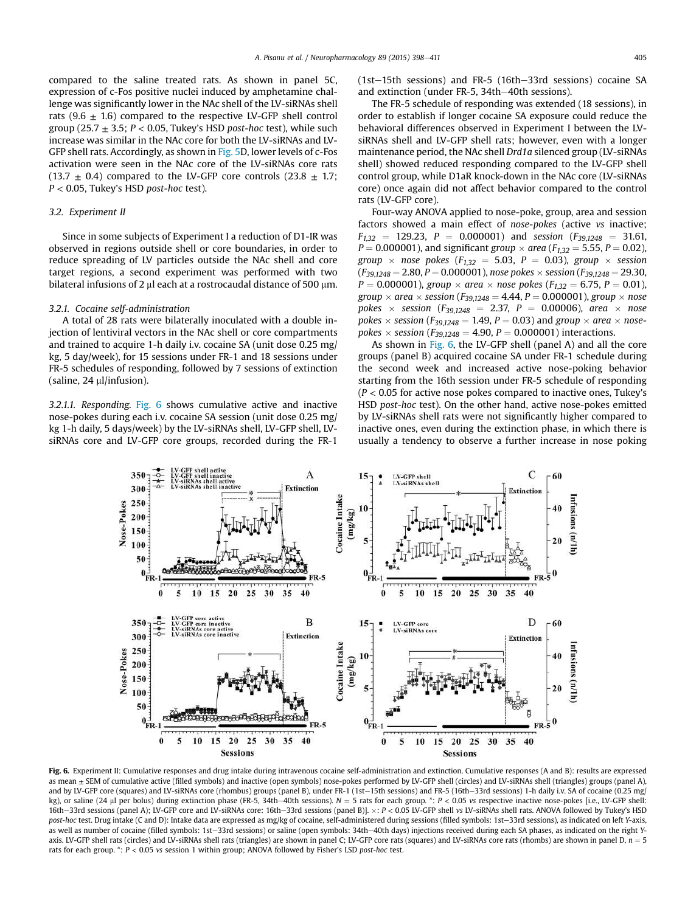compared to the saline treated rats. As shown in panel 5C, expression of c-Fos positive nuclei induced by amphetamine challenge was significantly lower in the NAc shell of the LV-siRNAs shell rats (9.6 ± 1.6) compared to the respective LV-GFP shell control group (25.7 ± 3.5; $P < 0.05$, Tukey's HSD *post-hoc* test), while such increase was similar in the NAc core for both the LV-siRNAs and LV-GFP shell rats. Accordingly, as shown in Fig. 5D, lower levels of c-Fos activation were seen in the NAc core of the LV-siRNAs core rats (13.7 ± 0.4) compared to the LV-GFP core controls (23.8 ± 1.7; $P < 0.05$, Tukey's HSD *post-hoc* test).

### 3.2. Experiment II

Since in some subjects of Experiment I a reduction of D1-IR was observed in regions outside shell or core boundaries, in order to reduce spreading of LV particles outside the NAc shell and core target regions, a second experiment was performed with two bilateral infusions of 2 μl each at a rostrocaudal distance of 500 μm.

#### 3.2.1. Cocaine self-administration

A total of 28 rats were bilaterally inoculated with a double injection of lentiviral vectors in the NAc shell or core compartments and trained to acquire 1-h daily i.v. cocaine SA (unit dose 0.25 mg/kg, 5 day/week), for 15 sessions under FR-1 and 18 sessions under FR-5 schedules of responding, followed by 7 sessions of extinction (saline, 24 μl/infusion).

*3.2.1.1. Responding.* Fig. 6 shows cumulative active and inactive nose-pokes during each i.v. cocaine SA session (unit dose 0.25 mg/kg 1-h daily, 5 days/week) by the LV-siRNAs shell, LV-GFP shell, LV-siRNAs core and LV-GFP core groups, recorded during the FR-1 (1st–15th sessions) and FR-5 (16th–33rd sessions) cocaine SA and extinction (under FR-5, 34th–40th sessions).

The FR-5 schedule of responding was extended (18 sessions), in order to establish if longer cocaine SA exposure could reduce the behavioral differences observed in Experiment I between the LV-siRNAs shell and LV-GFP shell rats; however, even with a longer maintenance period, the NAc shell *Drd1a* silenced group (LV-siRNAs shell) showed reduced responding compared to the LV-GFP shell control group, while D1aR knock-down in the NAc core (LV-siRNAs core) once again did not affect behavior compared to the control rats (LV-GFP core).

Four-way ANOVA applied to nose-poke, group, area and session factors showed a main effect of *nose-pokes* (active *vs* inactive; $F_{1,32} = 129.23$, $P = 0.000001$) and *session* ($F_{39,1248} = 31.61$, $P = 0.000001$), and significant *group × area* ($F_{1,32} = 5.55$, $P = 0.02$), *group × nose pokes* ($F_{1,32} = 5.03$, $P = 0.03$), *group × session* ($F_{39,1248} = 2.80$, $P = 0.000001$), *nose pokes × session* ($F_{39,1248} = 29.30$, $P = 0.000001$), *group × area × nose pokes* ($F_{1,32} = 6.75$, $P = 0.01$), *group × area × session* ($F_{39,1248} = 4.44$, $P = 0.000001$), *group × nose pokes × session* ($F_{39,1248} = 2.37$, $P = 0.00006$), *area × nose pokes × session* ($F_{39,1248} = 1.49$, $P = 0.03$) and *group × area × nose-pokes × session* ($F_{39,1248} = 4.90$, $P = 0.000001$) interactions.

As shown in Fig. 6, the LV-GFP shell (panel A) and all the core groups (panel B) acquired cocaine SA under FR-1 schedule during the second week and increased active nose-poking behavior starting from the 16th session under FR-5 schedule of responding ($P < 0.05$ for active nose pokes compared to inactive ones, Tukey's HSD *post-hoc* test). On the other hand, active nose-pokes emitted by LV-siRNAs shell rats were not significantly higher compared to inactive ones, even during the extinction phase, in which there is usually a tendency to observe a further increase in nose poking

**Fig. 6.** Experiment II: Cumulative responses and drug intake during intravenous cocaine self-administration and extinction. Cumulative responses (A and B): results are expressed as mean ± SEM of cumulative active (filled symbols) and inactive (open symbols) nose-pokes performed by LV-GFP shell (circles) and LV-siRNAs shell (triangles) groups (panel A), and by LV-GFP core (squares) and LV-siRNAs core (rhombus) groups (panel B), under FR-1 (1st–15th sessions) and FR-5 (16th–33rd sessions) 1-h daily i.v. SA of cocaine (0.25 mg/kg), or saline (24 μl per bolus) during extinction phase (FR-5, 34th–40th sessions). N = 5 rats for each group. *: $P < 0.05$ *vs* respective inactive nose-pokes [i.e., LV-GFP shell: 16th–33rd sessions (panel A); LV-GFP core and LV-siRNAs core: 16th–33rd sessions (panel B)]. ×: $P < 0.05$ LV-GFP shell *vs* LV-siRNAs shell rats. ANOVA followed by Tukey's HSD *post-hoc* test. Drug intake (C and D): Intake data are expressed as mg/kg of cocaine, self-administered during sessions (filled symbols: 1st–33rd sessions), as indicated on left Y-axis, as well as number of cocaine (filled symbols: 1st–33rd sessions) or saline (open symbols: 34th–40th days) injections received during each SA phases, as indicated on the right Y-axis. LV-GFP shell rats (circles) and LV-siRNAs shell rats (triangles) are shown in panel C; LV-GFP core rats (squares) and LV-siRNAs core rats (rhombs) are shown in panel D, n = 5 rats for each group. *: $P < 0.05$ *vs* session 1 within group; ANOVA followed by Fisher's LSD *post-hoc* test.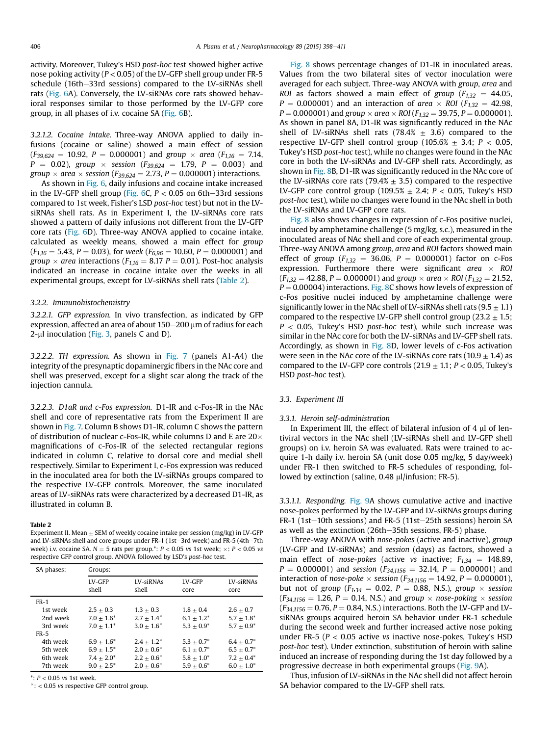activity. Moreover, Tukey's HSD *post-hoc* test showed higher active nose poking activity ($P < 0.05$) of the LV-GFP shell group under FR-5 schedule (16th–33rd sessions) compared to the LV-siRNAs shell rats (Fig. 6A). Conversely, the LV-siRNAs core rats showed behavioral responses similar to those performed by the LV-GFP core group, in all phases of i.v. cocaine SA (Fig. 6B).

#### 3.2.1.2. Cocaine intake

Three-way ANOVA applied to daily infusions (cocaine or saline) showed a main effect of session ($F_{39,624} = 10.92$, $P = 0.000001$) and *group* × *area* ($F_{1,16} = 7.14$, $P = 0.02$), *group* × *session* ($F_{39,624} = 1.79$, $P = 0.003$) and *group* × *area* × *session* ($F_{39,624} = 2.73$, $P = 0.000001$) interactions.

As shown in Fig. 6, daily infusions and cocaine intake increased in the LV-GFP shell group (Fig. 6C, $P < 0.05$ on 6th–33rd sessions compared to 1st week, Fisher's LSD *post-hoc* test) but not in the LV-siRNAs shell rats. As in Experiment I, the LV-siRNAs core rats showed a pattern of daily infusions not different from the LV-GFP core rats (Fig. 6D). Three-way ANOVA applied to cocaine intake, calculated as weekly means, showed a main effect for *group* ($F_{1,16} = 5.43$, $P = 0.03$), for *week* ($F_{6,96} = 10.60$, $P = 0.000001$) and *group* × *area* interactions ($F_{1,16} = 8.17$ $P = 0.01$). Post-hoc analysis indicated an increase in cocaine intake over the weeks in all experimental groups, except for LV-siRNAs shell rats (Table 2).

### 3.2.2. Immunohistochemistry

#### 3.2.2.1. GFP expression

In vivo transfection, as indicated by GFP expression, affected an area of about 150–200 μm of radius for each 2-μl inoculation (Fig. 3, panels C and D).

#### 3.2.2.2. TH expression

As shown in Fig. 7 (panels A1-A4) the integrity of the presynaptic dopaminergic fibers in the NAc core and shell was preserved, except for a slight scar along the track of the injection cannula.

#### 3.2.2.3. D1aR and c-Fos expression

D1-IR and c-Fos-IR in the NAc shell and core of representative rats from the Experiment II are shown in Fig. 7. Column B shows D1-IR, column C shows the pattern of distribution of nuclear c-Fos-IR, while columns D and E are 20× magnifications of c-Fos-IR of the selected rectangular regions indicated in column C, relative to dorsal core and medial shell respectively. Similar to Experiment I, c-Fos expression was reduced in the inoculated area for both the LV-siRNAs groups compared to the respective LV-GFP controls. Moreover, the same inoculated areas of LV-siRNAs rats were characterized by a decreased D1-IR, as illustrated in column B.

**Table 2**
Experiment II. Mean ± SEM of weekly cocaine intake per session (mg/kg) in LV-GFP and LV-siRNAs shell and core groups under FR-1 (1st–3rd week) and FR-5 (4th–7th week) i.v. cocaine SA. N = 5 rats per group.*: $P < 0.05$ *vs* 1st week; ×: $P < 0.05$ *vs* respective GFP control group. ANOVA followed by LSD's *post-hoc* test.

| SA phases: | Groups: | | | |
|---|---|---|---|---|
| | LV-GFP shell | LV-siRNAs shell | LV-GFP core | LV-siRNAs core |
| FR-1 | | | | |
| 1st week | 2.5 ± 0.3 | 1.3 ± 0.3 | 1.8 ± 0.4 | 2.6 ± 0.7 |
| 2nd week | 7.0 ± 1.6* | 2.7 ± 1.4× | 6.1 ± 1.2* | 5.7 ± 1.8* |
| 3rd week | 7.0 ± 1.1* | 3.0 ± 1.6× | 5.3 ± 0.9* | 5.7 ± 0.9* |
| FR-5 | | | | |
| 4th week | 6.9 ± 1.6* | 2.4 ± 1.2× | 5.3 ± 0.7* | 6.4 ± 0.7* |
| 5th week | 6.9 ± 1.5* | 2.0 ± 0.6× | 6.1 ± 0.7* | 6.5 ± 0.7* |
| 6th week | 7.4 ± 2.0* | 2.2 ± 0.6× | 5.8 ± 1.0* | 7.2 ± 0.4* |
| 7th week | 9.0 ± 2.5* | 2.0 ± 0.6× | 5.9 ± 0.6* | 6.0 ± 1.0* |

*: $P < 0.05$ *vs* 1st week.
×: < 0.05 *vs* respective GFP control group.

Fig. 8 shows percentage changes of D1-IR in inoculated areas. Values from the two bilateral sites of vector inoculation were averaged for each subject. Three-way ANOVA with *group*, *area* and *ROI* as factors showed a main effect of *group* ($F_{1,32} = 44.05$, $P = 0.000001$) and an interaction of *area* × *ROI* ($F_{1,32} = 42.98$, $P = 0.000001$) and *group* × *area* × *ROI* ($F_{1,32} = 39.75$, $P = 0.000001$). As shown in panel 8A, D1-IR was significantly reduced in the NAc shell of LV-siRNAs shell rats (78.4% ± 3.6) compared to the respective LV-GFP shell control group (105.6% ± 3.4; $P < 0.05$, Tukey's HSD *post-hoc* test), while no changes were found in the NAc core in both the LV-siRNAs and LV-GFP shell rats. Accordingly, as shown in Fig. 8B, D1-IR was significantly reduced in the NAc core of the LV-siRNAs core rats (79.4% ± 3.5) compared to the respective LV-GFP core control group (109.5% ± 2.4; $P < 0.05$, Tukey's HSD *post-hoc* test), while no changes were found in the NAc shell in both the LV-siRNAs and LV-GFP core rats.

Fig. 8 also shows changes in expression of c-Fos positive nuclei, induced by amphetamine challenge (5 mg/kg, s.c.), measured in the inoculated areas of NAc shell and core of each experimental group. Three-way ANOVA among *group*, *area* and *ROI* factors showed main effect of *group* ($F_{1,32} = 36.06$, $P = 0.000001$) factor on c-Fos expression. Furthermore there were significant *area* × *ROI* ($F_{1,32} = 42.88$, $P = 0.000001$) and *group* × *area* × *ROI* ($F_{1,32} = 21.52$, $P = 0.00004$) interactions. Fig. 8C shows how levels of expression of c-Fos positive nuclei induced by amphetamine challenge were significantly lower in the NAc shell of LV-siRNAs shell rats (9.5 ± 1.1) compared to the respective LV-GFP shell control group (23.2 ± 1.5; $P < 0.05$, Tukey's HSD *post-hoc* test), while such increase was similar in the NAc core for both the LV-siRNAs and LV-GFP shell rats. Accordingly, as shown in Fig. 8D, lower levels of c-Fos activation were seen in the NAc core of the LV-siRNAs core rats (10.9 ± 1.4) as compared to the LV-GFP core controls (21.9 ± 1.1; $P < 0.05$, Tukey's HSD *post-hoc* test).

## 3.3. Experiment III

### 3.3.1. Heroin self-administration

In Experiment III, the effect of bilateral infusion of 4 μl of lentiviral vectors in the NAc shell (LV-siRNAs shell and LV-GFP shell groups) on i.v. heroin SA was evaluated. Rats were trained to acquire 1-h daily i.v. heroin SA (unit dose 0.05 mg/kg, 5 day/week) under FR-1 then switched to FR-5 schedules of responding, followed by extinction (saline, 0.48 μl/infusion; FR-5).

#### 3.3.1.1. Responding

Fig. 9A shows cumulative active and inactive nose-pokes performed by the LV-GFP and LV-siRNAs groups during FR-1 (1st–10th sessions) and FR-5 (11st–25th sessions) heroin SA as well as the extinction (26th–35th sessions, FR-5) phase.

Three-way ANOVA with *nose-pokes* (active and inactive), *group* (LV-GFP and LV-siRNAs) and *session* (days) as factors, showed a main effect of *nose-pokes* (active *vs* inactive; $F_{1,34} = 148.89$, $P = 0.000001$) and *session* ($F_{34,1156} = 32.14$, $P = 0.000001$) and interaction of *nose-poke* × *session* ($F_{34,1156} = 14.92$, $P = 0.000001$), but not of *group* ($F_{1,34} = 0.02$, $P = 0.88$, N.S.), *group* × *session* ($F_{34,1156} = 1.26$, $P = 0.14$, N.S.) and *group* × *nose-poking* × *session* ($F_{34,1156} = 0.76$, $P = 0.84$, N.S.) interactions. Both the LV-GFP and LV-siRNAs groups acquired heroin SA behavior under FR-1 schedule during the second week and further increased active nose poking under FR-5 ($P < 0.05$ active *vs* inactive nose-pokes, Tukey's HSD *post-hoc* test). Under extinction, substitution of heroin with saline induced an increase of responding during the 1st day followed by a progressive decrease in both experimental groups (Fig. 9A).

Thus, infusion of LV-siRNAs in the NAc shell did not affect heroin SA behavior compared to the LV-GFP shell rats.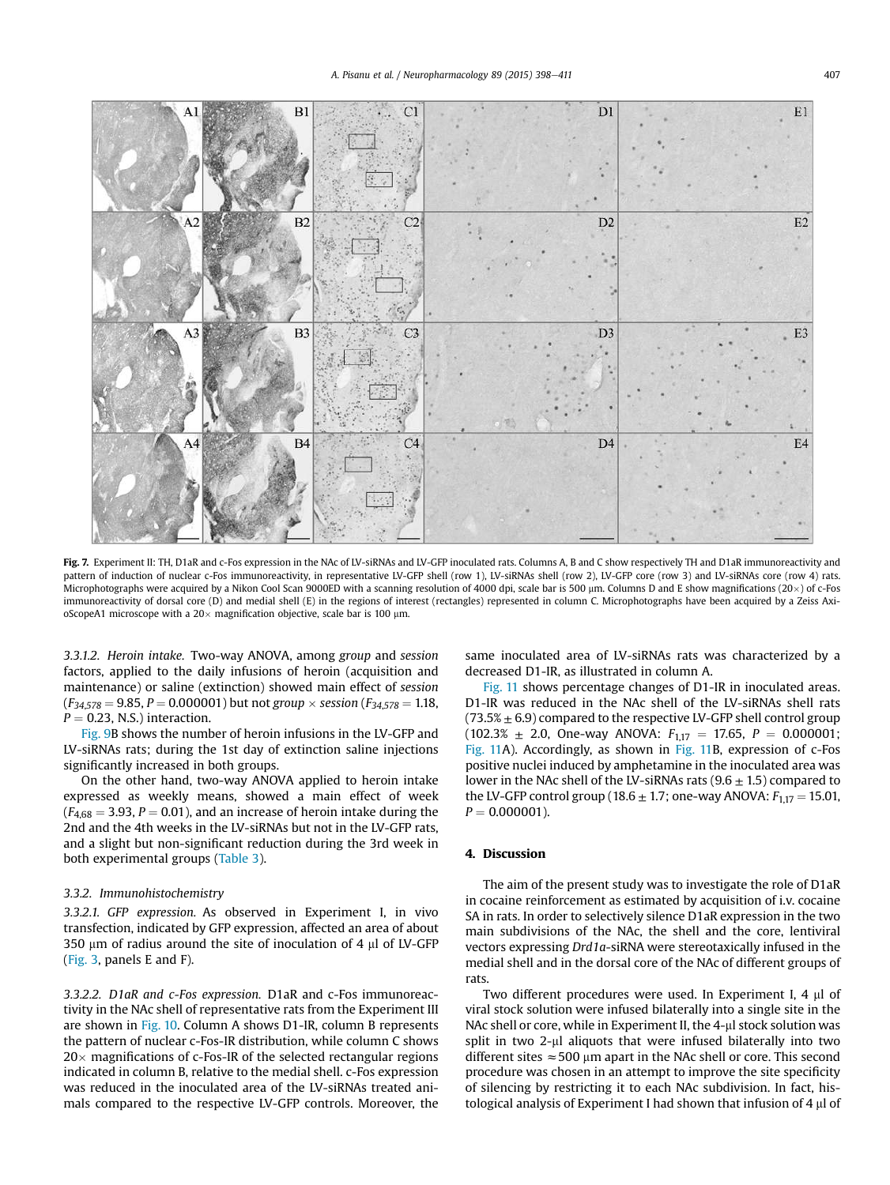**Fig. 7.** Experiment II: TH, D1aR and c-Fos expression in the NAc of LV-siRNAs and LV-GFP inoculated rats. Columns A, B and C show respectively TH and D1aR immunoreactivity and pattern of induction of nuclear c-Fos immunoreactivity, in representative LV-GFP shell (row 1), LV-siRNAs shell (row 2), LV-GFP core (row 3) and LV-siRNAs core (row 4) rats. Microphotographs were acquired by a Nikon Cool Scan 9000ED with a scanning resolution of 4000 dpi, scale bar is 500 μm. Columns D and E show magnifications (20×) of c-Fos immunoreactivity of dorsal core (D) and medial shell (E) in the regions of interest (rectangles) represented in column C. Microphotographs have been acquired by a Zeiss Axio-ScopeA1 microscope with a 20× magnification objective, scale bar is 100 μm.

*3.3.1.2. Heroin intake.* Two-way ANOVA, among *group* and *session* factors, applied to the daily infusions of heroin (acquisition and maintenance) or saline (extinction) showed main effect of *session* ($F_{34,578} = 9.85$, $P = 0.000001$) but not *group* × *session* ($F_{34,578} = 1.18$, $P = 0.23$, N.S.) interaction.

Fig. 9B shows the number of heroin infusions in the LV-GFP and LV-siRNAs rats; during the 1st day of extinction saline injections significantly increased in both groups.

On the other hand, two-way ANOVA applied to heroin intake expressed as weekly means, showed a main effect of week ($F_{4,68} = 3.93$, $P = 0.01$), and an increase of heroin intake during the 2nd and the 4th weeks in the LV-siRNAs but not in the LV-GFP rats, and a slight but non-significant reduction during the 3rd week in both experimental groups (Table 3).

### 3.3.2. Immunohistochemistry

*3.3.2.1. GFP expression.* As observed in Experiment I, in vivo transfection, indicated by GFP expression, affected an area of about 350 μm of radius around the site of inoculation of 4 μl of LV-GFP (Fig. 3, panels E and F).

*3.3.2.2. D1aR and c-Fos expression.* D1aR and c-Fos immunoreactivity in the NAc shell of representative rats from the Experiment III are shown in Fig. 10. Column A shows D1-IR, column B represents the pattern of nuclear c-Fos-IR distribution, while column C shows 20× magnifications of c-Fos-IR of the selected rectangular regions indicated in column B, relative to the medial shell. c-Fos expression was reduced in the inoculated area of the LV-siRNAs treated animals compared to the respective LV-GFP controls. Moreover, the same inoculated area of LV-siRNAs rats was characterized by a decreased D1-IR, as illustrated in column A.

Fig. 11 shows percentage changes of D1-IR in inoculated areas. D1-IR was reduced in the NAc shell of the LV-siRNAs shell rats (73.5% ± 6.9) compared to the respective LV-GFP shell control group (102.3% ± 2.0, One-way ANOVA: $F_{1,17} = 17.65$, $P = 0.000001$; Fig. 11A). Accordingly, as shown in Fig. 11B, expression of c-Fos positive nuclei induced by amphetamine in the inoculated area was lower in the NAc shell of the LV-siRNAs rats (9.6 ± 1.5) compared to the LV-GFP control group (18.6 ± 1.7; one-way ANOVA: $F_{1,17} = 15.01$, $P = 0.000001$).

## 4. Discussion

The aim of the present study was to investigate the role of D1aR in cocaine reinforcement as estimated by acquisition of i.v. cocaine SA in rats. In order to selectively silence D1aR expression in the two main subdivisions of the NAc, the shell and the core, lentiviral vectors expressing *Drd1a*-siRNA were stereotaxically infused in the medial shell and in the dorsal core of the NAc of different groups of rats.

Two different procedures were used. In Experiment I, 4 μl of viral stock solution were infused bilaterally into a single site in the NAc shell or core, while in Experiment II, the 4-μl stock solution was split in two 2-μl aliquots that were infused bilaterally into two different sites ≈500 μm apart in the NAc shell or core. This second procedure was chosen in an attempt to improve the site specificity of silencing by restricting it to each NAc subdivision. In fact, histological analysis of Experiment I had shown that infusion of 4 μl of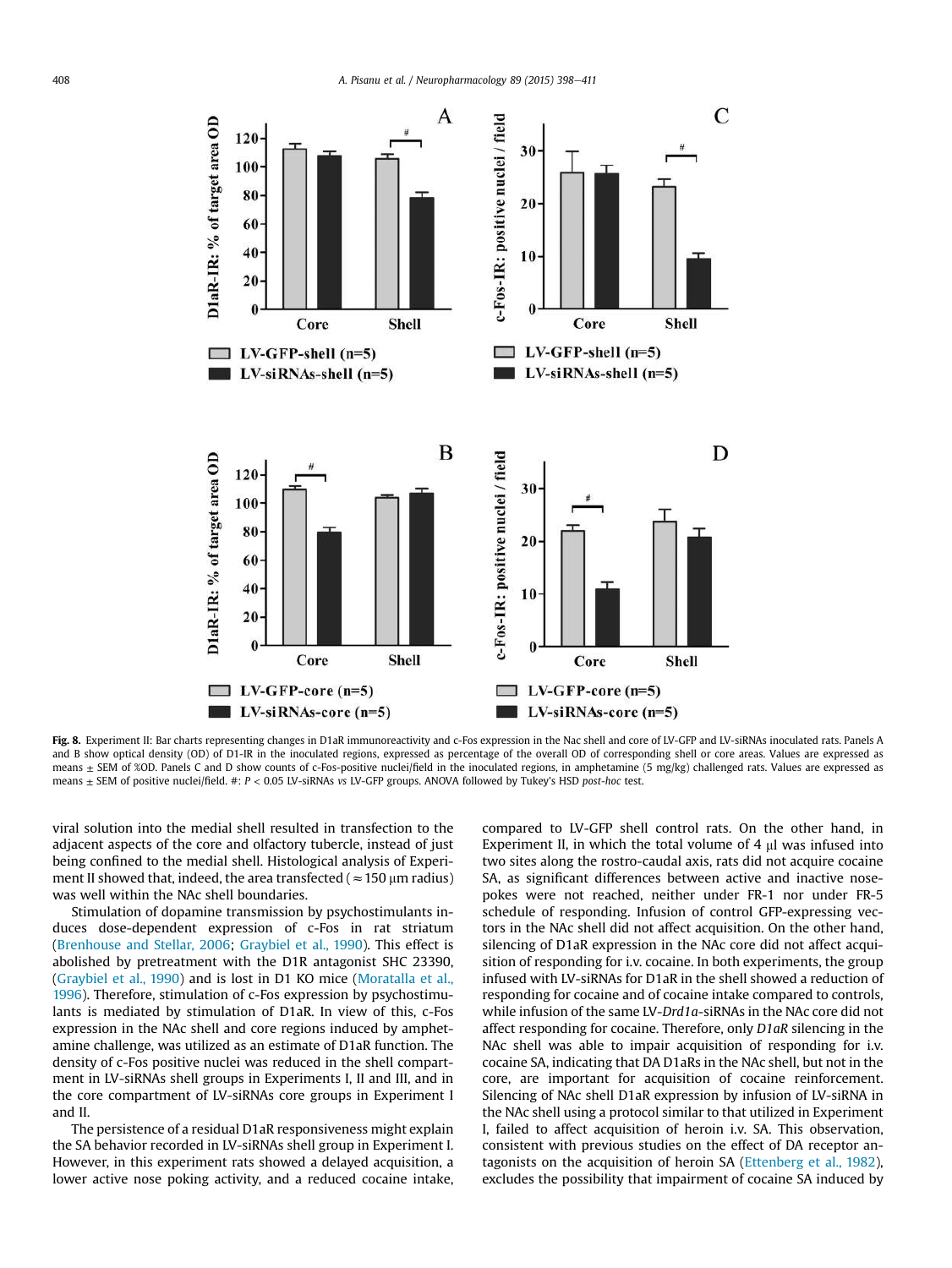**Fig. 8.** Experiment II: Bar charts representing changes in D1aR immunoreactivity and c-Fos expression in the Nac shell and core of LV-GFP and LV-siRNAs inoculated rats. Panels A and B show optical density (OD) of D1-IR in the inoculated regions, expressed as percentage of the overall OD of corresponding shell or core areas. Values are expressed as means ± SEM of %OD. Panels C and D show counts of c-Fos-positive nuclei/field in the inoculated regions, in amphetamine (5 mg/kg) challenged rats. Values are expressed as means ± SEM of positive nuclei/field. #: $P < 0.05$ LV-siRNAs *vs* LV-GFP groups. ANOVA followed by Tukey's HSD *post-hoc* test.

viral solution into the medial shell resulted in transfection to the adjacent aspects of the core and olfactory tubercle, instead of just being confined to the medial shell. Histological analysis of Experiment II showed that, indeed, the area transfected (≈150 μm radius) was well within the NAc shell boundaries.

Stimulation of dopamine transmission by psychostimulants induces dose-dependent expression of c-Fos in rat striatum (Brenhouse and Stellar, 2006; Graybiel et al., 1990). This effect is abolished by pretreatment with the D1R antagonist SHC 23390, (Graybiel et al., 1990) and is lost in D1 KO mice (Moratalla et al., 1996). Therefore, stimulation of c-Fos expression by psychostimulants is mediated by stimulation of D1aR. In view of this, c-Fos expression in the NAc shell and core regions induced by amphetamine challenge, was utilized as an estimate of D1aR function. The density of c-Fos positive nuclei was reduced in the shell compartment in LV-siRNAs shell groups in Experiments I, II and III, and in the core compartment of LV-siRNAs core groups in Experiment I and II.

The persistence of a residual D1aR responsiveness might explain the SA behavior recorded in LV-siRNAs shell group in Experiment I. However, in this experiment rats showed a delayed acquisition, a lower active nose poking activity, and a reduced cocaine intake, compared to LV-GFP shell control rats. On the other hand, in Experiment II, in which the total volume of 4 μl was infused into two sites along the rostro-caudal axis, rats did not acquire cocaine SA, as significant differences between active and inactive nose-pokes were not reached, neither under FR-1 nor under FR-5 schedule of responding. Infusion of control GFP-expressing vectors in the NAc shell did not affect acquisition. On the other hand, silencing of D1aR expression in the NAc core did not affect acquisition of responding for i.v. cocaine. In both experiments, the group infused with LV-siRNAs for D1aR in the shell showed a reduction of responding for cocaine and of cocaine intake compared to controls, while infusion of the same LV-*Drd1a*-siRNAs in the NAc core did not affect responding for cocaine. Therefore, only *D1aR* silencing in the NAc shell was able to impair acquisition of responding for i.v. cocaine SA, indicating that DA D1aRs in the NAc shell, but not in the core, are important for acquisition of cocaine reinforcement. Silencing of NAc shell D1aR expression by infusion of LV-siRNA in the NAc shell using a protocol similar to that utilized in Experiment I, failed to affect acquisition of heroin i.v. SA. This observation, consistent with previous studies on the effect of DA receptor antagonists on the acquisition of heroin SA (Ettenberg et al., 1982), excludes the possibility that impairment of cocaine SA induced by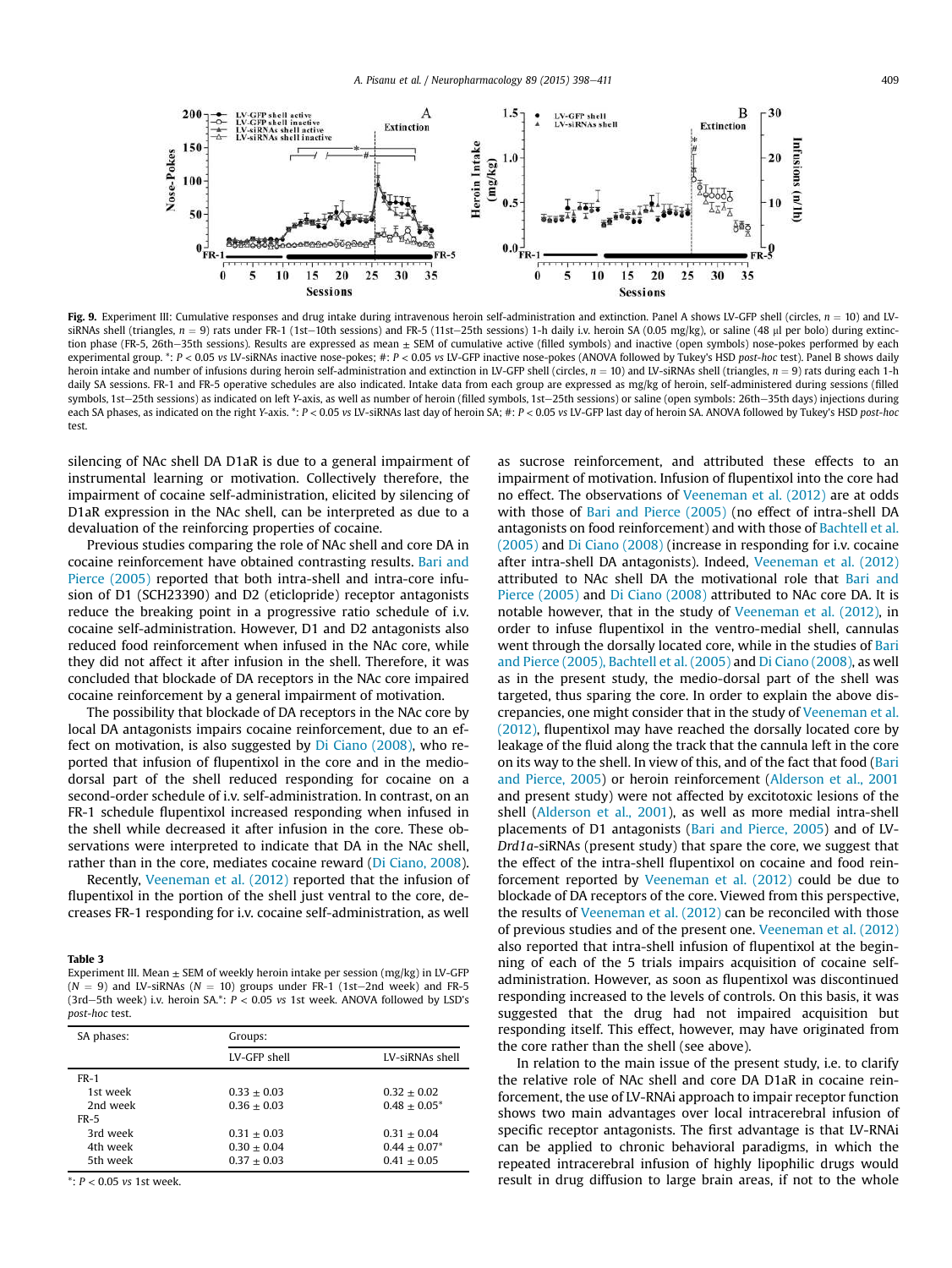**Fig. 9.** Experiment III: Cumulative responses and drug intake during intravenous heroin self-administration and extinction. Panel A shows LV-GFP shell (circles, $n = 10$) and LV-siRNAs shell (triangles, $n = 9$) rats under FR-1 (1st–10th sessions) and FR-5 (11st–25th sessions) 1-h daily i.v. heroin SA (0.05 mg/kg), or saline (48 µl per bolo) during extinction phase (FR-5, 26th–35th sessions). Results are expressed as mean ± SEM of cumulative active (filled symbols) and inactive (open symbols) nose-pokes performed by each experimental group. *: $P < 0.05$ vs LV-siRNAs inactive nose-pokes; #: $P < 0.05$ vs LV-GFP inactive nose-pokes (ANOVA followed by Tukey's HSD *post-hoc* test). Panel B shows daily heroin intake and number of infusions during heroin self-administration and extinction in LV-GFP shell (circles, $n = 10$) and LV-siRNAs shell (triangles, $n = 9$) rats during each 1-h daily SA sessions. FR-1 and FR-5 operative schedules are also indicated. Intake data from each group are expressed as mg/kg of heroin, self-administered during sessions (filled symbols, 1st–25th sessions) as indicated on left *Y*-axis, as well as number of heroin (filled symbols, 1st–25th sessions) or saline (open symbols: 26th–35th days) injections during each SA phases, as indicated on the right *Y*-axis. *: $P < 0.05$ vs LV-siRNAs last day of heroin SA; #: $P < 0.05$ vs LV-GFP last day of heroin SA. ANOVA followed by Tukey's HSD *post-hoc* test.

silencing of NAc shell DA D1aR is due to a general impairment of instrumental learning or motivation. Collectively therefore, the impairment of cocaine self-administration, elicited by silencing of D1aR expression in the NAc shell, can be interpreted as due to a devaluation of the reinforcing properties of cocaine.

Previous studies comparing the role of NAc shell and core DA in cocaine reinforcement have obtained contrasting results. Bari and Pierce (2005) reported that both intra-shell and intra-core infusion of D1 (SCH23390) and D2 (eticlopride) receptor antagonists reduce the breaking point in a progressive ratio schedule of i.v. cocaine self-administration. However, D1 and D2 antagonists also reduced food reinforcement when infused in the NAc core, while they did not affect it after infusion in the shell. Therefore, it was concluded that blockade of DA receptors in the NAc core impaired cocaine reinforcement by a general impairment of motivation.

The possibility that blockade of DA receptors in the NAc core by local DA antagonists impairs cocaine reinforcement, due to an effect on motivation, is also suggested by Di Ciano (2008), who reported that infusion of flupentixol in the core and in the medio-dorsal part of the shell reduced responding for cocaine on a second-order schedule of i.v. self-administration. In contrast, on an FR-1 schedule flupentixol increased responding when infused in the shell while decreased it after infusion in the core. These observations were interpreted to indicate that DA in the NAc shell, rather than in the core, mediates cocaine reward (Di Ciano, 2008).

Recently, Veeneman et al. (2012) reported that the infusion of flupentixol in the portion of the shell just ventral to the core, decreases FR-1 responding for i.v. cocaine self-administration, as well as sucrose reinforcement, and attributed these effects to an impairment of motivation. Infusion of flupentixol into the core had no effect. The observations of Veeneman et al. (2012) are at odds with those of Bari and Pierce (2005) (no effect of intra-shell DA antagonists on food reinforcement) and with those of Bachtell et al. (2005) and Di Ciano (2008) (increase in responding for i.v. cocaine after intra-shell DA antagonists). Indeed, Veeneman et al. (2012) attributed to NAc shell DA the motivational role that Bari and Pierce (2005) and Di Ciano (2008) attributed to NAc core DA. It is notable however, that in the study of Veeneman et al. (2012), in order to infuse flupentixol in the ventro-medial shell, cannulas went through the dorsally located core, while in the studies of Bari and Pierce (2005), Bachtell et al. (2005) and Di Ciano (2008), as well as in the present study, the medio-dorsal part of the shell was targeted, thus sparing the core. In order to explain the above discrepancies, one might consider that in the study of Veeneman et al. (2012), flupentixol may have reached the dorsally located core by leakage of the fluid along the track that the cannula left in the core on its way to the shell. In view of this, and of the fact that food (Bari and Pierce, 2005) or heroin reinforcement (Alderson et al., 2001 and present study) were not affected by excitotoxic lesions of the shell (Alderson et al., 2001), as well as more medial intra-shell placements of D1 antagonists (Bari and Pierce, 2005) and of LV-*Drd1a*-siRNAs (present study) that spare the core, we suggest that the effect of the intra-shell flupentixol on cocaine and food reinforcement reported by Veeneman et al. (2012) could be due to blockade of DA receptors of the core. Viewed from this perspective, the results of Veeneman et al. (2012) can be reconciled with those of previous studies and of the present one. Veeneman et al. (2012) also reported that intra-shell infusion of flupentixol at the beginning of each of the 5 trials impairs acquisition of cocaine self-administration. However, as soon as flupentixol was discontinued responding increased to the levels of controls. On this basis, it was suggested that the drug had not impaired acquisition but responding itself. This effect, however, may have originated from the core rather than the shell (see above).

In relation to the main issue of the present study, i.e. to clarify the relative role of NAc shell and core DA D1aR in cocaine reinforcement, the use of LV-RNAi approach to impair receptor function shows two main advantages over local intracerebral infusion of specific receptor antagonists. The first advantage is that LV-RNAi can be applied to chronic behavioral paradigms, in which the repeated intracerebral infusion of highly lipophilic drugs would result in drug diffusion to large brain areas, if not to the whole

**Table 3**
Experiment III. Mean ± SEM of weekly heroin intake per session (mg/kg) in LV-GFP ($N = 9$) and LV-siRNAs ($N = 10$) groups under FR-1 (1st–2nd week) and FR-5 (3rd–5th week) i.v. heroin SA.*: $P < 0.05$ vs 1st week. ANOVA followed by LSD's *post-hoc* test.

| SA phases: | Groups: | |
|---|---|---|
| | LV-GFP shell | LV-siRNAs shell |
| FR-1 | | |
| 1st week | 0.33 ± 0.03 | 0.32 ± 0.02 |
| 2nd week | 0.36 ± 0.03 | 0.48 ± 0.05* |
| FR-5 | | |
| 3rd week | 0.31 ± 0.03 | 0.31 ± 0.04 |
| 4th week | 0.30 ± 0.04 | 0.44 ± 0.07* |
| 5th week | 0.37 ± 0.03 | 0.41 ± 0.05 |

*: $P < 0.05$ vs 1st week.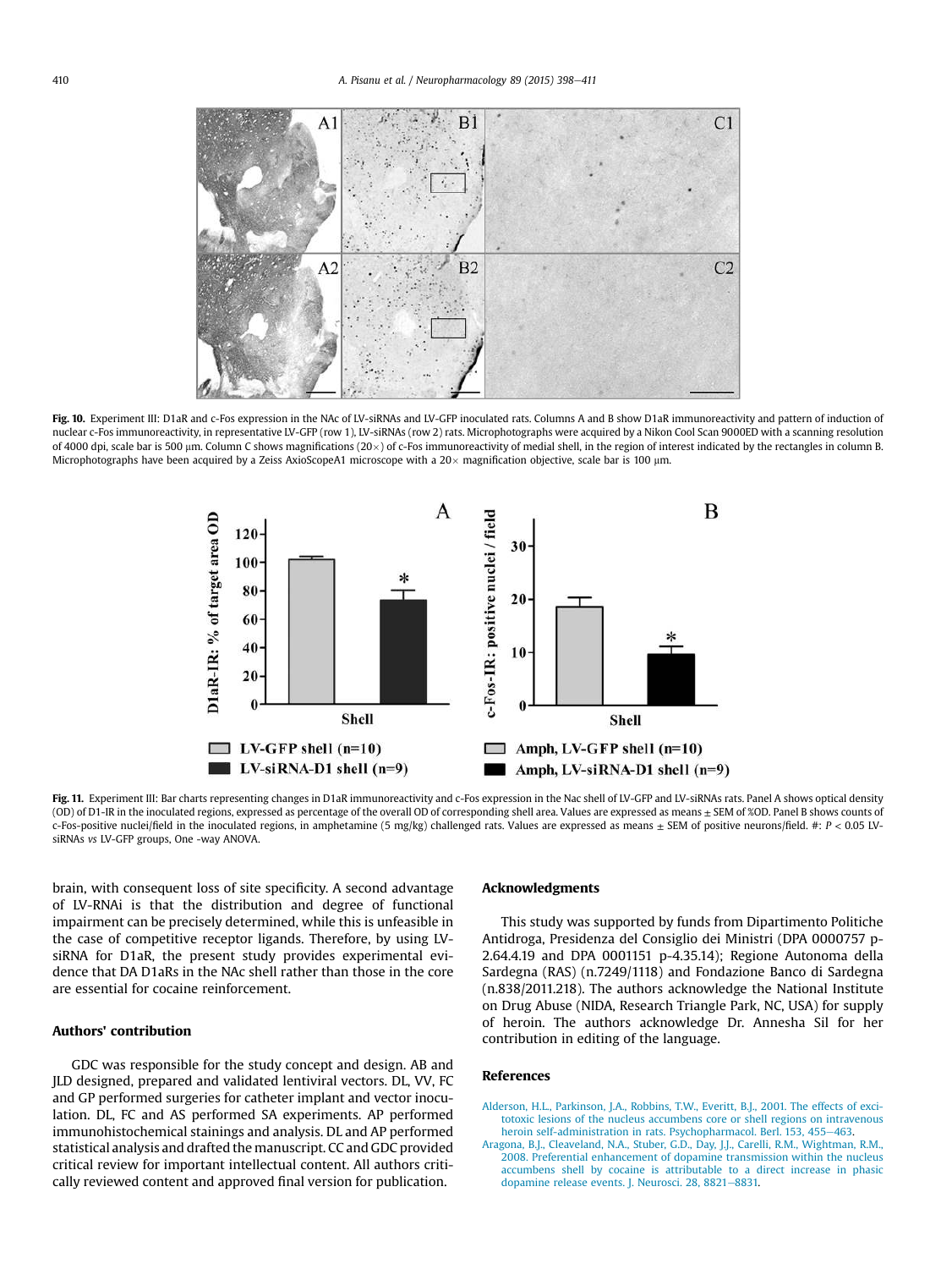**Fig. 10.** Experiment III: D1aR and c-Fos expression in the NAc of LV-siRNAs and LV-GFP inoculated rats. Columns A and B show D1aR immunoreactivity and pattern of induction of nuclear c-Fos immunoreactivity, in representative LV-GFP (row 1), LV-siRNAs (row 2) rats. Microphotographs were acquired by a Nikon Cool Scan 9000ED with a scanning resolution of 4000 dpi, scale bar is 500 μm. Column C shows magnifications (20×) of c-Fos immunoreactivity of medial shell, in the region of interest indicated by the rectangles in column B. Microphotographs have been acquired by a Zeiss AxioScopeA1 microscope with a 20× magnification objective, scale bar is 100 μm.

**Fig. 11.** Experiment III: Bar charts representing changes in D1aR immunoreactivity and c-Fos expression in the Nac shell of LV-GFP and LV-siRNAs rats. Panel A shows optical density (OD) of D1-IR in the inoculated regions, expressed as percentage of the overall OD of corresponding shell area. Values are expressed as means ± SEM of %OD. Panel B shows counts of c-Fos-positive nuclei/field in the inoculated regions, in amphetamine (5 mg/kg) challenged rats. Values are expressed as means ± SEM of positive neurons/field. #: $P < 0.05$ LV-siRNAs *vs* LV-GFP groups, One -way ANOVA.

brain, with consequent loss of site specificity. A second advantage of LV-RNAi is that the distribution and degree of functional impairment can be precisely determined, while this is unfeasible in the case of competitive receptor ligands. Therefore, by using LV-siRNA for D1aR, the present study provides experimental evidence that DA D1aRs in the NAc shell rather than those in the core are essential for cocaine reinforcement.

## Authors' contribution

GDC was responsible for the study concept and design. AB and JLD designed, prepared and validated lentiviral vectors. DL, VV, FC and GP performed surgeries for catheter implant and vector inoculation. DL, FC and AS performed SA experiments. AP performed immunohistochemical stainings and analysis. DL and AP performed statistical analysis and drafted the manuscript. CC and GDC provided critical review for important intellectual content. All authors critically reviewed content and approved final version for publication.

## Acknowledgments

This study was supported by funds from Dipartimento Politiche Antidroga, Presidenza del Consiglio dei Ministri (DPA 0000757 p-2.64.4.19 and DPA 0001151 p-4.35.14); Regione Autonoma della Sardegna (RAS) (n.7249/1118) and Fondazione Banco di Sardegna (n.838/2011.218). The authors acknowledge the National Institute on Drug Abuse (NIDA, Research Triangle Park, NC, USA) for supply of heroin. The authors acknowledge Dr. Annesha Sil for her contribution in editing of the language.

## References

Alderson, H.L., Parkinson, J.A., Robbins, T.W., Everitt, B.J., 2001. The effects of excitotoxic lesions of the nucleus accumbens core or shell regions on intravenous heroin self-administration in rats. Psychopharmacol. Berl. 153, 455–463.

Aragona, B.J., Cleaveland, N.A., Stuber, G.D., Day, J.J., Carelli, R.M., Wightman, R.M., 2008. Preferential enhancement of dopamine transmission within the nucleus accumbens shell by cocaine is attributable to a direct increase in phasic dopamine release events. J. Neurosci. 28, 8821–8831.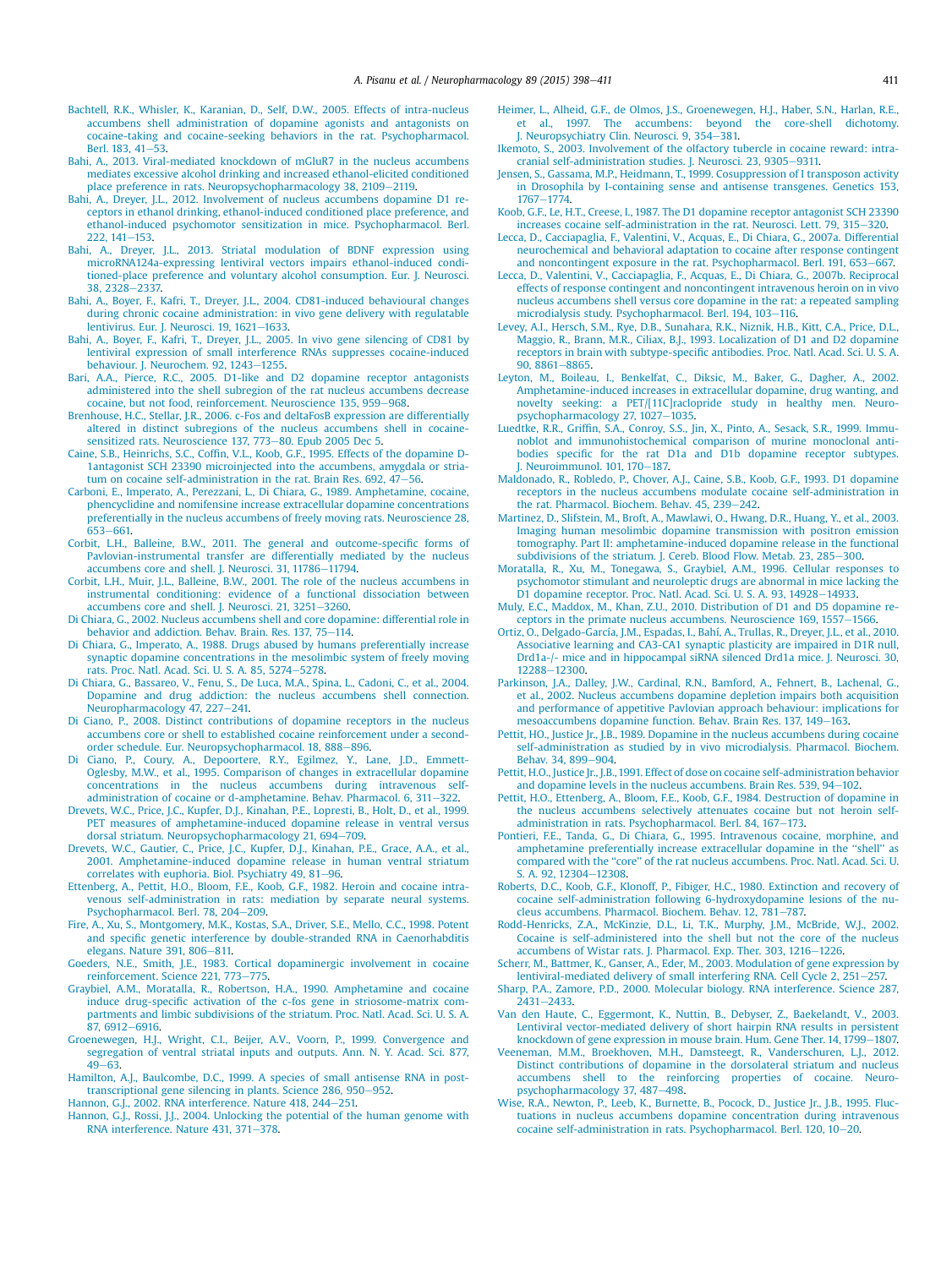Bachtell, R.K., Whisler, K., Karanian, D., Self, D.W., 2005. Effects of intra-nucleus accumbens shell administration of dopamine agonists and antagonists on cocaine-taking and cocaine-seeking behaviors in the rat. Psychopharmacol. Berl. 183, 41–53.

Bahi, A., 2013. Viral-mediated knockdown of mGluR7 in the nucleus accumbens mediates excessive alcohol drinking and increased ethanol-elicited conditioned place preference in rats. Neuropsychopharmacology 38, 2109–2119.

Bahi, A., Dreyer, J.L., 2012. Involvement of nucleus accumbens dopamine D1 receptors in ethanol drinking, ethanol-induced conditioned place preference, and ethanol-induced psychomotor sensitization in mice. Psychopharmacol. Berl. 222, 141–153.

Bahi, A., Dreyer, J.L., 2013. Striatal modulation of BDNF expression using microRNA124a-expressing lentiviral vectors impairs ethanol-induced conditioned-place preference and voluntary alcohol consumption. Eur. J. Neurosci. 38, 2328–2337.

Bahi, A., Boyer, F., Kafri, T., Dreyer, J.L., 2004. CD81-induced behavioural changes during chronic cocaine administration: in vivo gene delivery with regulatable lentivirus. Eur. J. Neurosci. 19, 1621–1633.

Bahi, A., Boyer, F., Kafri, T., Dreyer, J.L., 2005. In vivo gene silencing of CD81 by lentiviral expression of small interference RNAs suppresses cocaine-induced behaviour. J. Neurochem. 92, 1243–1255.

Bari, A.A., Pierce, R.C., 2005. D1-like and D2 dopamine receptor antagonists administered into the shell subregion of the rat nucleus accumbens decrease cocaine, but not food, reinforcement. Neuroscience 135, 959–968.

Brenhouse, H.C., Stellar, J.R., 2006. c-Fos and deltaFosB expression are differentially altered in distinct subregions of the nucleus accumbens shell in cocaine-sensitized rats. Neuroscience 137, 773–80. Epub 2005 Dec 5.

Caine, S.B., Heinrichs, S.C., Coffin, V.L., Koob, G.F., 1995. Effects of the dopamine D-1antagonist SCH 23390 microinjected into the accumbens, amygdala or striatum on cocaine self-administration in the rat. Brain Res. 692, 47–56.

Carboni, E., Imperato, A., Perezzani, L., Di Chiara, G., 1989. Amphetamine, cocaine, phencyclidine and nomifensine increase extracellular dopamine concentrations preferentially in the nucleus accumbens of freely moving rats. Neuroscience 28, 653–661.

Corbit, L.H., Balleine, B.W., 2011. The general and outcome-specific forms of Pavlovian-instrumental transfer are differentially mediated by the nucleus accumbens core and shell. J. Neurosci. 31, 11786–11794.

Corbit, L.H., Muir, J.L., Balleine, B.W., 2001. The role of the nucleus accumbens in instrumental conditioning: evidence of a functional dissociation between accumbens core and shell. J. Neurosci. 21, 3251–3260.

Di Chiara, G., 2002. Nucleus accumbens shell and core dopamine: differential role in behavior and addiction. Behav. Brain. Res. 137, 75–114.

Di Chiara, G., Imperato, A., 1988. Drugs abused by humans preferentially increase synaptic dopamine concentrations in the mesolimbic system of freely moving rats. Proc. Natl. Acad. Sci. U. S. A. 85, 5274–5278.

Di Chiara, G., Bassareo, V., Fenu, S., De Luca, M.A., Spina, L., Cadoni, C., et al., 2004. Dopamine and drug addiction: the nucleus accumbens shell connection. Neuropharmacology 47, 227–241.

Di Ciano, P., 2008. Distinct contributions of dopamine receptors in the nucleus accumbens core or shell to established cocaine reinforcement under a second-order schedule. Eur. Neuropsychopharmacol. 18, 888–896.

Di Ciano, P., Coury, A., Depoortere, R.Y., Egilmez, Y., Lane, J.D., Emmett-Oglesby, M.W., et al., 1995. Comparison of changes in extracellular dopamine concentrations in the nucleus accumbens during intravenous self-administration of cocaine or d-amphetamine. Behav. Pharmacol. 6, 311–322.

Drevets, W.C., Price, J.C., Kupfer, D.J., Kinahan, P.E., Lopresti, B., Holt, D., et al., 1999. PET measures of amphetamine-induced dopamine release in ventral versus dorsal striatum. Neuropsychopharmacology 21, 694–709.

Drevets, W.C., Gautier, C., Price, J.C., Kupfer, D.J., Kinahan, P.E., Grace, A.A., et al., 2001. Amphetamine-induced dopamine release in human ventral striatum correlates with euphoria. Biol. Psychiatry 49, 81–96.

Ettenberg, A., Pettit, H.O., Bloom, F.E., Koob, G.F., 1982. Heroin and cocaine intravenous self-administration in rats: mediation by separate neural systems. Psychopharmacol. Berl. 78, 204–209.

Fire, A., Xu, S., Montgomery, M.K., Kostas, S.A., Driver, S.E., Mello, C.C., 1998. Potent and specific genetic interference by double-stranded RNA in Caenorhabditis elegans. Nature 391, 806–811.

Goeders, N.E., Smith, J.E., 1983. Cortical dopaminergic involvement in cocaine reinforcement. Science 221, 773–775.

Graybiel, A.M., Moratalla, R., Robertson, H.A., 1990. Amphetamine and cocaine induce drug-specific activation of the c-fos gene in striosome-matrix compartments and limbic subdivisions of the striatum. Proc. Natl. Acad. Sci. U. S. A. 87, 6912–6916.

Groenewegen, H.J., Wright, C.I., Beijer, A.V., Voorn, P., 1999. Convergence and segregation of ventral striatal inputs and outputs. Ann. N. Y. Acad. Sci. 877, 49–63.

Hamilton, A.J., Baulcombe, D.C., 1999. A species of small antisense RNA in post-transcriptional gene silencing in plants. Science 286, 950–952.

Hannon, G.J., 2002. RNA interference. Nature 418, 244–251.

Hannon, G.J., Rossi, J.J., 2004. Unlocking the potential of the human genome with RNA interference. Nature 431, 371–378.

Heimer, L., Alheid, G.F., de Olmos, J.S., Groenewegen, H.J., Haber, S.N., Harlan, R.E., et al., 1997. The accumbens: beyond the core-shell dichotomy. J. Neuropsychiatry Clin. Neurosci. 9, 354–381.

Ikemoto, S., 2003. Involvement of the olfactory tubercle in cocaine reward: intracranial self-administration studies. J. Neurosci. 23, 9305–9311.

Jensen, S., Gassama, M.P., Heidmann, T., 1999. Cosuppression of I transposon activity in Drosophila by I-containing sense and antisense transgenes. Genetics 153, 1767–1774.

Koob, G.F., Le, H.T., Creese, I., 1987. The D1 dopamine receptor antagonist SCH 23390 increases cocaine self-administration in the rat. Neurosci. Lett. 79, 315–320.

Lecca, D., Cacciapaglia, F., Valentini, V., Acquas, E., Di Chiara, G., 2007a. Differential neurochemical and behavioral adaptation to cocaine after response contingent and noncontingent exposure in the rat. Psychopharmacol. Berl. 191, 653–667.

Lecca, D., Valentini, V., Cacciapaglia, F., Acquas, E., Di Chiara, G., 2007b. Reciprocal effects of response contingent and noncontingent intravenous heroin on in vivo nucleus accumbens shell versus core dopamine in the rat: a repeated sampling microdialysis study. Psychopharmacol. Berl. 194, 103–116.

Levey, A.I., Hersch, S.M., Rye, D.B., Sunahara, R.K., Niznik, H.B., Kitt, C.A., Price, D.L., Maggio, R., Brann, M.R., Ciliax, B.J., 1993. Localization of D1 and D2 dopamine receptors in brain with subtype-specific antibodies. Proc. Natl. Acad. Sci. U. S. A. 90, 8861–8865.

Leyton, M., Boileau, I., Benkelfat, C., Diksic, M., Baker, G., Dagher, A., 2002. Amphetamine-induced increases in extracellular dopamine, drug wanting, and novelty seeking: a PET/[11C]raclopride study in healthy men. Neuropsychopharmacology 27, 1027–1035.

Luedtke, R.R., Griffin, S.A., Conroy, S.S., Jin, X., Pinto, A., Sesack, S.R., 1999. Immunoblot and immunohistochemical comparison of murine monoclonal antibodies specific for the rat D1a and D1b dopamine receptor subtypes. J. Neuroimmunol. 101, 170–187.

Maldonado, R., Robledo, P., Chover, A.J., Caine, S.B., Koob, G.F., 1993. D1 dopamine receptors in the nucleus accumbens modulate cocaine self-administration in the rat. Pharmacol. Biochem. Behav. 45, 239–242.

Martinez, D., Slifstein, M., Broft, A., Mawlawi, O., Hwang, D.R., Huang, Y., et al., 2003. Imaging human mesolimbic dopamine transmission with positron emission tomography. Part II: amphetamine-induced dopamine release in the functional subdivisions of the striatum. J. Cereb. Blood Flow. Metab. 23, 285–300.

Moratalla, R., Xu, M., Tonegawa, S., Graybiel, A.M., 1996. Cellular responses to psychomotor stimulant and neuroleptic drugs are abnormal in mice lacking the D1 dopamine receptor. Proc. Natl. Acad. Sci. U. S. A. 93, 14928–14933.

Muly, E.C., Maddox, M., Khan, Z.U., 2010. Distribution of D1 and D5 dopamine receptors in the primate nucleus accumbens. Neuroscience 169, 1557–1566.

Ortiz, O., Delgado-García, J.M., Espadas, I., Bahí, A., Trullas, R., Dreyer, J.L., et al., 2010. Associative learning and CA3-CA1 synaptic plasticity are impaired in D1R null, Drd1a-/- mice and in hippocampal siRNA silenced Drd1a mice. J. Neurosci. 30, 12288–12300.

Parkinson, J.A., Dalley, J.W., Cardinal, R.N., Bamford, A., Fehnert, B., Lachenal, G., et al., 2002. Nucleus accumbens dopamine depletion impairs both acquisition and performance of appetitive Pavlovian approach behaviour: implications for mesoaccumbens dopamine function. Behav. Brain Res. 137, 149–163.

Pettit, HO., Justice Jr., J.B., 1989. Dopamine in the nucleus accumbens during cocaine self-administration as studied by in vivo microdialysis. Pharmacol. Biochem. Behav. 34, 899–904.

Pettit, H.O., Justice Jr., J.B., 1991. Effect of dose on cocaine self-administration behavior and dopamine levels in the nucleus accumbens. Brain Res. 539, 94–102.

Pettit, H.O., Ettenberg, A., Bloom, F.E., Koob, G.F., 1984. Destruction of dopamine in the nucleus accumbens selectively attenuates cocaine but not heroin self-administration in rats. Psychopharmacol. Berl. 84, 167–173.

Pontieri, F.E., Tanda, G., Di Chiara, G., 1995. Intravenous cocaine, morphine, and amphetamine preferentially increase extracellular dopamine in the "shell" as compared with the "core" of the rat nucleus accumbens. Proc. Natl. Acad. Sci. U. S. A. 92, 12304–12308.

Roberts, D.C., Koob, G.F., Klonoff, P., Fibiger, H.C., 1980. Extinction and recovery of cocaine self-administration following 6-hydroxydopamine lesions of the nucleus accumbens. Pharmacol. Biochem. Behav. 12, 781–787.

Rodd-Henricks, Z.A., McKinzie, D.L., Li, T.K., Murphy, J.M., McBride, W.J., 2002. Cocaine is self-administered into the shell but not the core of the nucleus accumbens of Wistar rats. J. Pharmacol. Exp. Ther. 303, 1216–1226.

Scherr, M., Battmer, K., Ganser, A., Eder, M., 2003. Modulation of gene expression by lentiviral-mediated delivery of small interfering RNA. Cell Cycle 2, 251–257.

Sharp, P.A., Zamore, P.D., 2000. Molecular biology. RNA interference. Science 287, 2431–2433.

Van den Haute, C., Eggermont, K., Nuttin, B., Debyser, Z., Baekelandt, V., 2003. Lentiviral vector-mediated delivery of short hairpin RNA results in persistent knockdown of gene expression in mouse brain. Hum. Gene Ther. 14, 1799–1807.

Veeneman, M.M., Broekhoven, M.H., Damsteegt, R., Vanderschuren, L.J., 2012. Distinct contributions of dopamine in the dorsolateral striatum and nucleus accumbens shell to the reinforcing properties of cocaine. Neuropsychopharmacology 37, 487–498.

Wise, R.A., Newton, P., Leeb, K., Burnette, B., Pocock, D., Justice Jr., J.B., 1995. Fluctuations in nucleus accumbens dopamine concentration during intravenous cocaine self-administration in rats. Psychopharmacol. Berl. 120, 10–20.